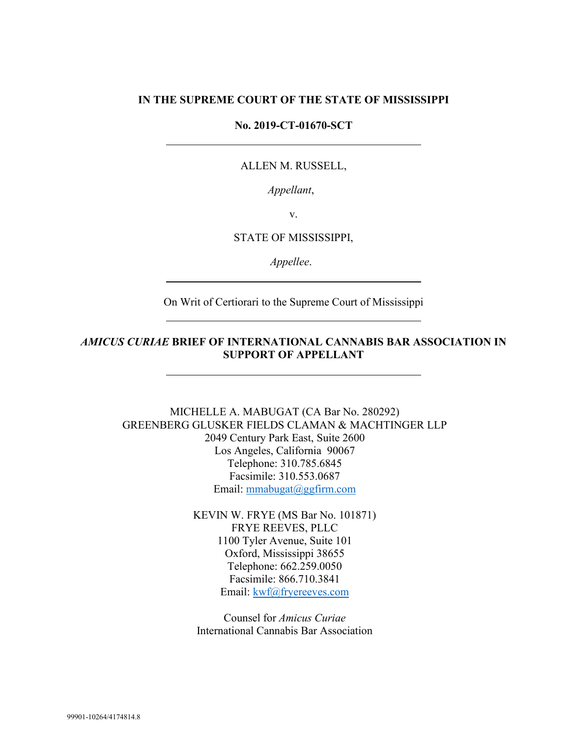**IN THE SUPREME COURT OF THE STATE OF MISSISSIPPI**

**No. 2019-CT-01670-SCT**

---

ALLEN M. RUSSELL,

*Appellant*,

v.

STATE OF MISSISSIPPI,

*Appellee*.

---

On Writ of Certiorari to the Supreme Court of Mississippi

---

***AMICUS CURIAE* BRIEF OF INTERNATIONAL CANNABIS BAR ASSOCIATION IN SUPPORT OF APPELLANT**

---

MICHELLE A. MABUGAT (CA Bar No. 280292)
GREENBERG GLUSKER FIELDS CLAMAN & MACHTINGER LLP
2049 Century Park East, Suite 2600
Los Angeles, California 90067
Telephone: 310.785.6845
Facsimile: 310.553.0687
Email: mmabugat@ggfirm.com

KEVIN W. FRYE (MS Bar No. 101871)
FRYE REEVES, PLLC
1100 Tyler Avenue, Suite 101
Oxford, Mississippi 38655
Telephone: 662.259.0050
Facsimile: 866.710.3841
Email: kwf@fryereeves.com

Counsel for *Amicus Curiae*
International Cannabis Bar Association

99901-10264/4174814.8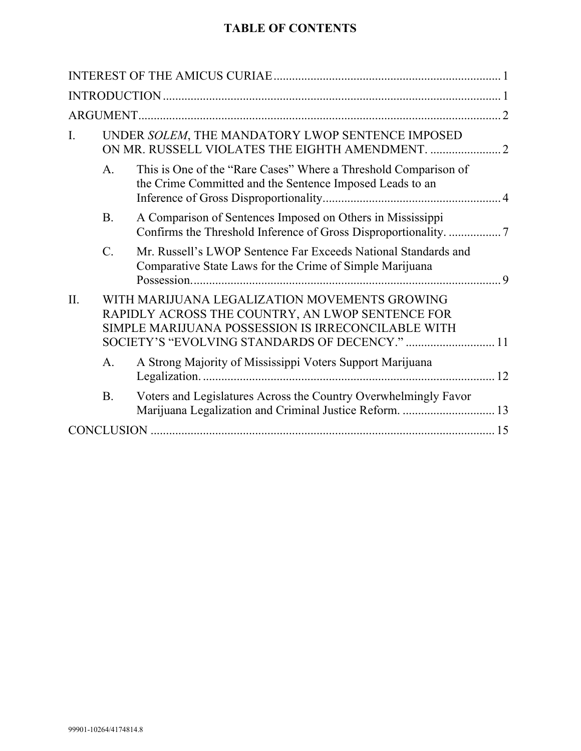# TABLE OF CONTENTS

INTEREST OF THE AMICUS CURIAE ........................................................................ 1

INTRODUCTION ........................................................................................................ 1

ARGUMENT ............................................................................................................... 2

I. UNDER *SOLEM*, THE MANDATORY LWOP SENTENCE IMPOSED ON MR. RUSSELL VIOLATES THE EIGHTH AMENDMENT. ....................... 2

  A. This is One of the "Rare Cases" Where a Threshold Comparison of the Crime Committed and the Sentence Imposed Leads to an Inference of Gross Disproportionality .......................................................... 4

  B. A Comparison of Sentences Imposed on Others in Mississippi Confirms the Threshold Inference of Gross Disproportionality. ................. 7

  C. Mr. Russell's LWOP Sentence Far Exceeds National Standards and Comparative State Laws for the Crime of Simple Marijuana Possession. ................................................................................................. 9

II. WITH MARIJUANA LEGALIZATION MOVEMENTS GROWING RAPIDLY ACROSS THE COUNTRY, AN LWOP SENTENCE FOR SIMPLE MARIJUANA POSSESSION IS IRRECONCILABLE WITH SOCIETY'S "EVOLVING STANDARDS OF DECENCY." ............................ 11

  A. A Strong Majority of Mississippi Voters Support Marijuana Legalization. .............................................................................................. 12

  B. Voters and Legislatures Across the Country Overwhelmingly Favor Marijuana Legalization and Criminal Justice Reform. .............................. 13

CONCLUSION .......................................................................................................... 15

99901-10264/4174814.8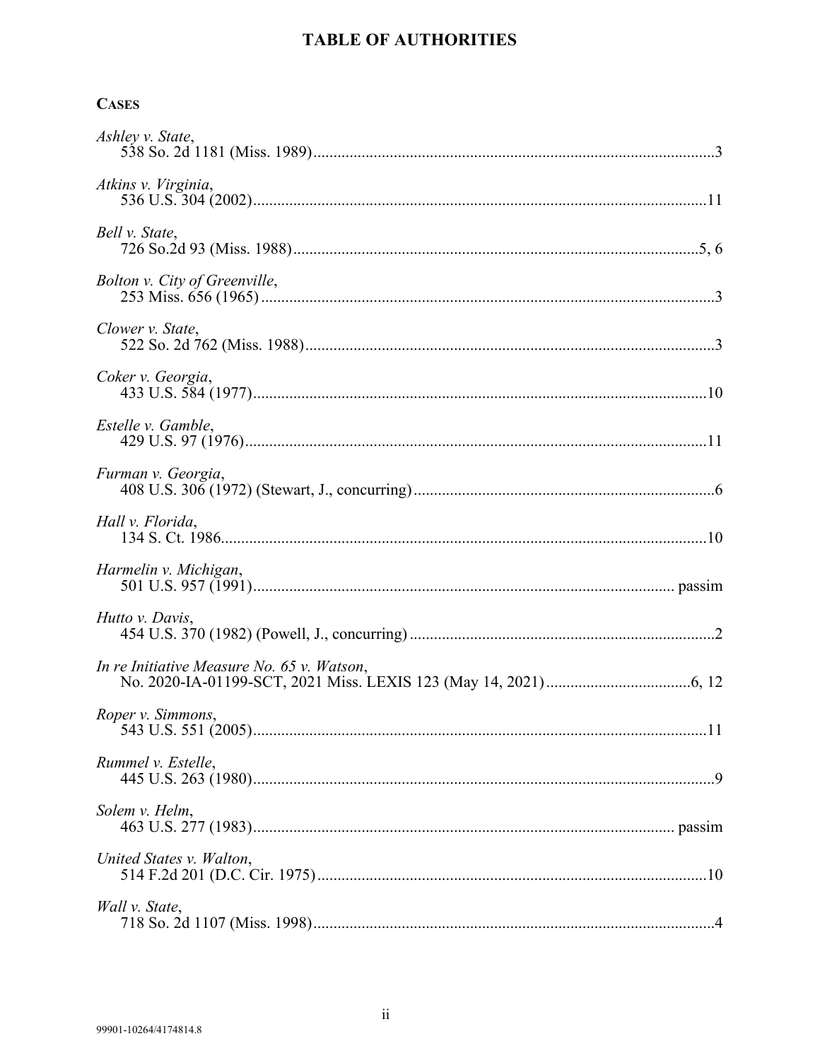# TABLE OF AUTHORITIES

**CASES**

*Ashley v. State*,
538 So. 2d 1181 (Miss. 1989) ....................................................................................................3

*Atkins v. Virginia*,
536 U.S. 304 (2002) ..................................................................................................................11

*Bell v. State*,
726 So.2d 93 (Miss. 1988) ......................................................................................................5, 6

*Bolton v. City of Greenville*,
253 Miss. 656 (1965) ..................................................................................................................3

*Clower v. State*,
522 So. 2d 762 (Miss. 1988) ......................................................................................................3

*Coker v. Georgia*,
433 U.S. 584 (1977) ..................................................................................................................10

*Estelle v. Gamble*,
429 U.S. 97 (1976) ....................................................................................................................11

*Furman v. Georgia*,
408 U.S. 306 (1972) (Stewart, J., concurring) ............................................................................6

*Hall v. Florida*,
134 S. Ct. 1986 .........................................................................................................................10

*Harmelin v. Michigan*,
501 U.S. 957 (1991) ........................................................................................................ passim

*Hutto v. Davis*,
454 U.S. 370 (1982) (Powell, J., concurring) .............................................................................2

*In re Initiative Measure No. 65 v. Watson*,
No. 2020-IA-01199-SCT, 2021 Miss. LEXIS 123 (May 14, 2021) ....................................6, 12

*Roper v. Simmons*,
543 U.S. 551 (2005) ..................................................................................................................11

*Rummel v. Estelle*,
445 U.S. 263 (1980) ....................................................................................................................9

*Solem v. Helm*,
463 U.S. 277 (1983) ........................................................................................................ passim

*United States v. Walton*,
514 F.2d 201 (D.C. Cir. 1975) ..................................................................................................10

*Wall v. State*,
718 So. 2d 1107 (Miss. 1998) ....................................................................................................4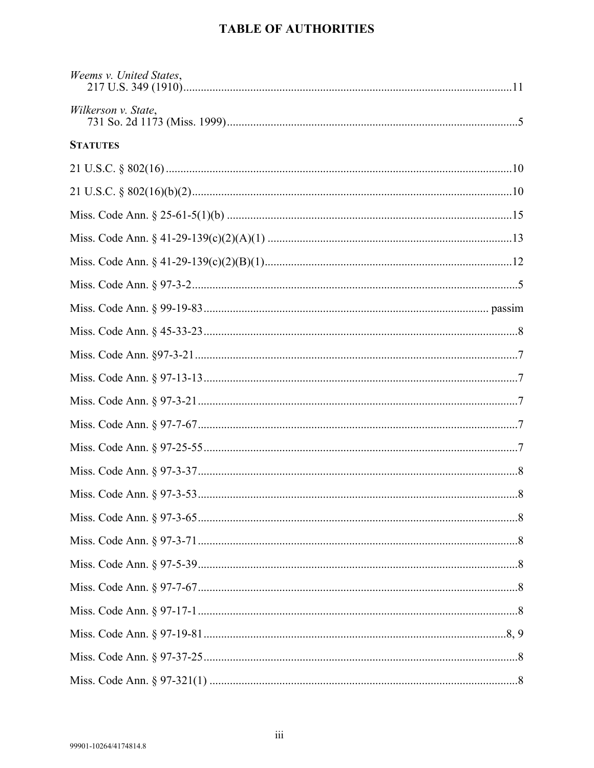# TABLE OF AUTHORITIES

*Weems v. United States*,
217 U.S. 349 (1910) ..... 11

*Wilkerson v. State*,
731 So. 2d 1173 (Miss. 1999) ..... 5

**STATUTES**

21 U.S.C. § 802(16) ..... 10

21 U.S.C. § 802(16)(b)(2) ..... 10

Miss. Code Ann. § 25-61-5(1)(b) ..... 15

Miss. Code Ann. § 41-29-139(c)(2)(A)(1) ..... 13

Miss. Code Ann. § 41-29-139(c)(2)(B)(1) ..... 12

Miss. Code Ann. § 97-3-2 ..... 5

Miss. Code Ann. § 99-19-83 ..... passim

Miss. Code Ann. § 45-33-23 ..... 8

Miss. Code Ann. §97-3-21 ..... 7

Miss. Code Ann. § 97-13-13 ..... 7

Miss. Code Ann. § 97-3-21 ..... 7

Miss. Code Ann. § 97-7-67 ..... 7

Miss. Code Ann. § 97-25-55 ..... 7

Miss. Code Ann. § 97-3-37 ..... 8

Miss. Code Ann. § 97-3-53 ..... 8

Miss. Code Ann. § 97-3-65 ..... 8

Miss. Code Ann. § 97-3-71 ..... 8

Miss. Code Ann. § 97-5-39 ..... 8

Miss. Code Ann. § 97-7-67 ..... 8

Miss. Code Ann. § 97-17-1 ..... 8

Miss. Code Ann. § 97-19-81 ..... 8, 9

Miss. Code Ann. § 97-37-25 ..... 8

Miss. Code Ann. § 97-321(1) ..... 8

99901-10264/4174814.8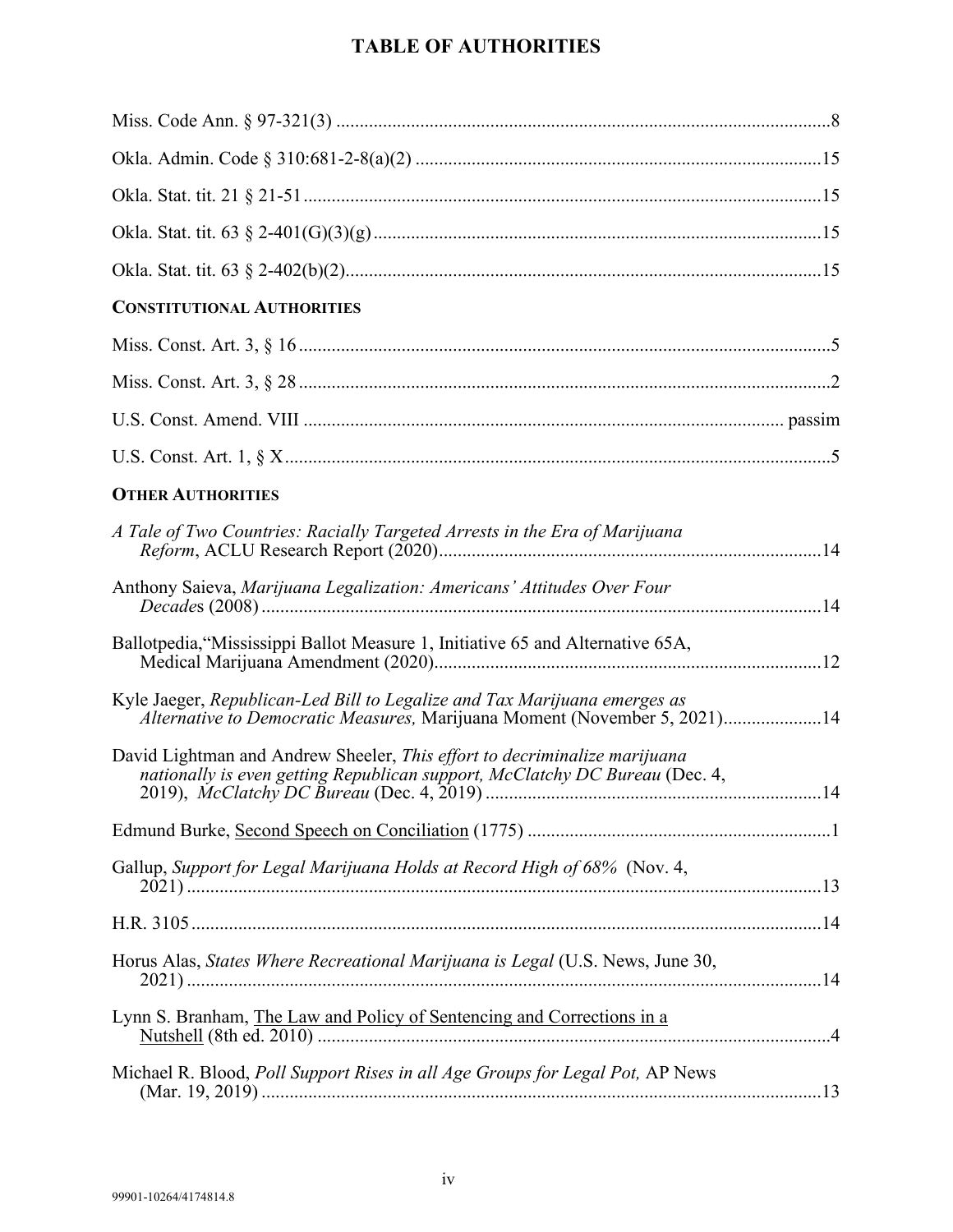## TABLE OF AUTHORITIES

Miss. Code Ann. § 97-321(3) .......... 8

Okla. Admin. Code § 310:681-2-8(a)(2) .......... 15

Okla. Stat. tit. 21 § 21-51 .......... 15

Okla. Stat. tit. 63 § 2-401(G)(3)(g) .......... 15

Okla. Stat. tit. 63 § 2-402(b)(2) .......... 15

**CONSTITUTIONAL AUTHORITIES**

Miss. Const. Art. 3, § 16 .......... 5

Miss. Const. Art. 3, § 28 .......... 2

U.S. Const. Amend. VIII .......... passim

U.S. Const. Art. 1, § X .......... 5

**OTHER AUTHORITIES**

*A Tale of Two Countries: Racially Targeted Arrests in the Era of Marijuana Reform*, ACLU Research Report (2020) .......... 14

Anthony Saieva, *Marijuana Legalization: Americans' Attitudes Over Four Decades* (2008) .......... 14

Ballotpedia,"Mississippi Ballot Measure 1, Initiative 65 and Alternative 65A, Medical Marijuana Amendment (2020) .......... 12

Kyle Jaeger, *Republican-Led Bill to Legalize and Tax Marijuana emerges as Alternative to Democratic Measures,* Marijuana Moment (November 5, 2021) .......... 14

David Lightman and Andrew Sheeler, *This effort to decriminalize marijuana nationally is even getting Republican support, McClatchy DC Bureau* (Dec. 4, 2019), *McClatchy DC Bureau* (Dec. 4, 2019) .......... 14

Edmund Burke, Second Speech on Conciliation (1775) .......... 1

Gallup, *Support for Legal Marijuana Holds at Record High of 68%* (Nov. 4, 2021) .......... 13

H.R. 3105 .......... 14

Horus Alas, *States Where Recreational Marijuana is Legal* (U.S. News, June 30, 2021) .......... 14

Lynn S. Branham, The Law and Policy of Sentencing and Corrections in a Nutshell (8th ed. 2010) .......... 4

Michael R. Blood, *Poll Support Rises in all Age Groups for Legal Pot,* AP News (Mar. 19, 2019) .......... 13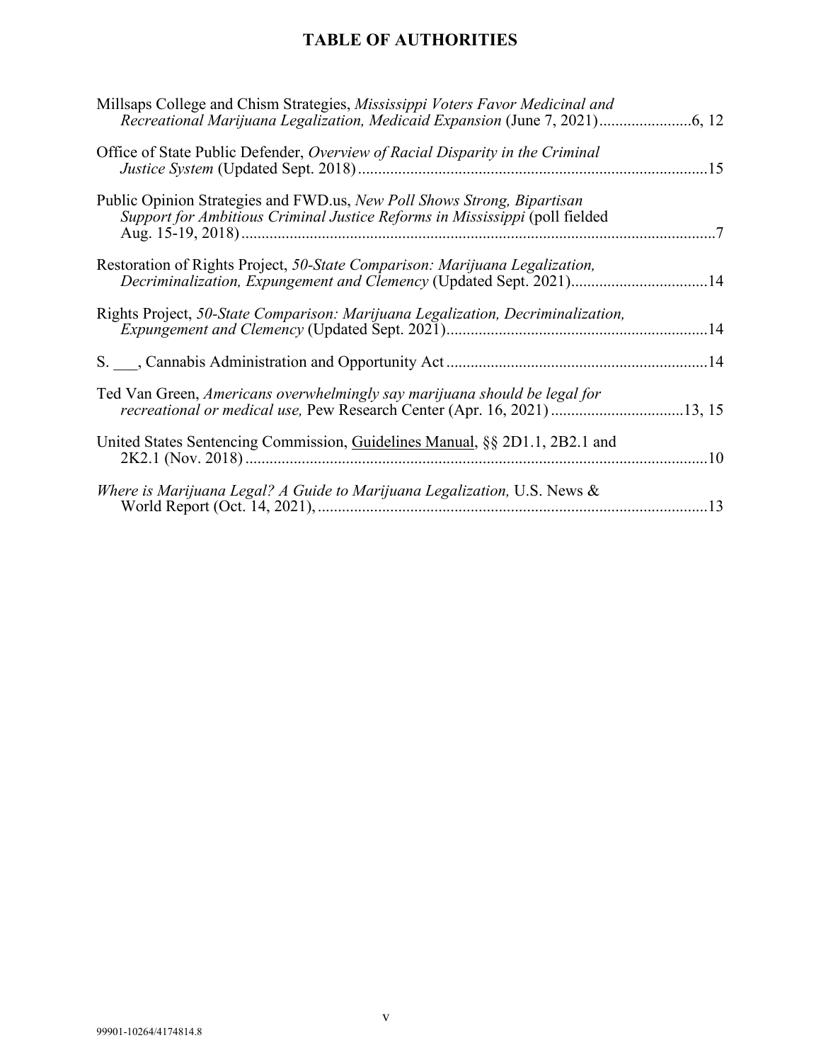# TABLE OF AUTHORITIES

Millsaps College and Chism Strategies, *Mississippi Voters Favor Medicinal and Recreational Marijuana Legalization, Medicaid Expansion* (June 7, 2021).......................6, 12

Office of State Public Defender, *Overview of Racial Disparity in the Criminal Justice System* (Updated Sept. 2018).......................................................................................15

Public Opinion Strategies and FWD.us, *New Poll Shows Strong, Bipartisan Support for Ambitious Criminal Justice Reforms in Mississippi* (poll fielded Aug. 15-19, 2018).......................................................................................................................7

Restoration of Rights Project, *50-State Comparison: Marijuana Legalization, Decriminalization, Expungement and Clemency* (Updated Sept. 2021)..................................14

Rights Project, *50-State Comparison: Marijuana Legalization, Decriminalization, Expungement and Clemency* (Updated Sept. 2021).................................................................14

S. ___, Cannabis Administration and Opportunity Act.................................................................14

Ted Van Green, *Americans overwhelmingly say marijuana should be legal for recreational or medical use,* Pew Research Center (Apr. 16, 2021).................................13, 15

United States Sentencing Commission, Guidelines Manual, §§ 2D1.1, 2B2.1 and 2K2.1 (Nov. 2018)...................................................................................................................10

*Where is Marijuana Legal? A Guide to Marijuana Legalization,* U.S. News & World Report (Oct. 14, 2021),.................................................................................................13

99901-10264/4174814.8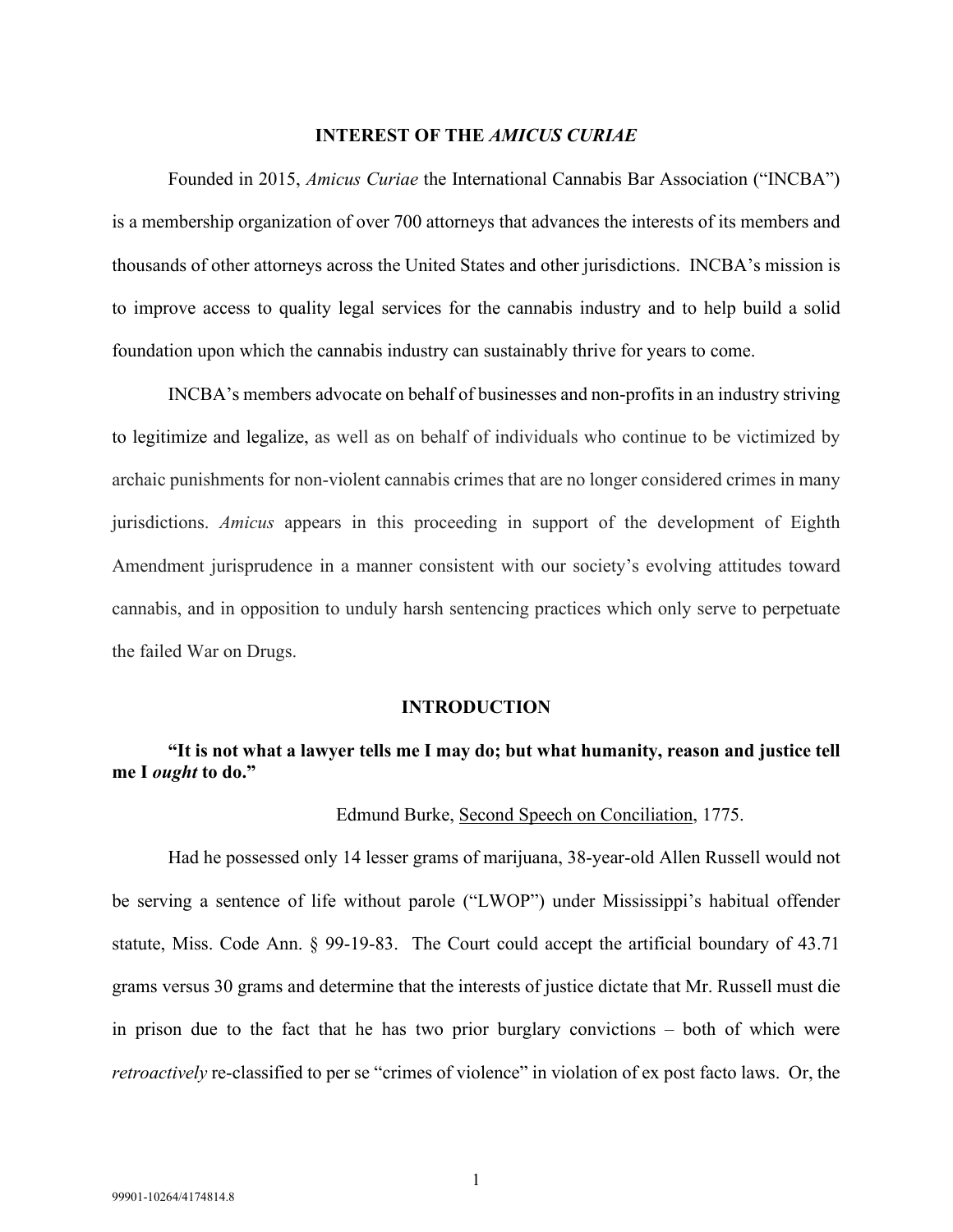## INTEREST OF THE *AMICUS CURIAE*

Founded in 2015, *Amicus Curiae* the International Cannabis Bar Association ("INCBA") is a membership organization of over 700 attorneys that advances the interests of its members and thousands of other attorneys across the United States and other jurisdictions. INCBA's mission is to improve access to quality legal services for the cannabis industry and to help build a solid foundation upon which the cannabis industry can sustainably thrive for years to come.

INCBA's members advocate on behalf of businesses and non-profits in an industry striving to legitimize and legalize, as well as on behalf of individuals who continue to be victimized by archaic punishments for non-violent cannabis crimes that are no longer considered crimes in many jurisdictions. *Amicus* appears in this proceeding in support of the development of Eighth Amendment jurisprudence in a manner consistent with our society's evolving attitudes toward cannabis, and in opposition to unduly harsh sentencing practices which only serve to perpetuate the failed War on Drugs.

## INTRODUCTION

**"It is not what a lawyer tells me I may do; but what humanity, reason and justice tell me I *ought* to do."**

Edmund Burke, Second Speech on Conciliation, 1775.

Had he possessed only 14 lesser grams of marijuana, 38-year-old Allen Russell would not be serving a sentence of life without parole ("LWOP") under Mississippi's habitual offender statute, Miss. Code Ann. § 99-19-83. The Court could accept the artificial boundary of 43.71 grams versus 30 grams and determine that the interests of justice dictate that Mr. Russell must die in prison due to the fact that he has two prior burglary convictions – both of which were *retroactively* re-classified to per se "crimes of violence" in violation of ex post facto laws. Or, the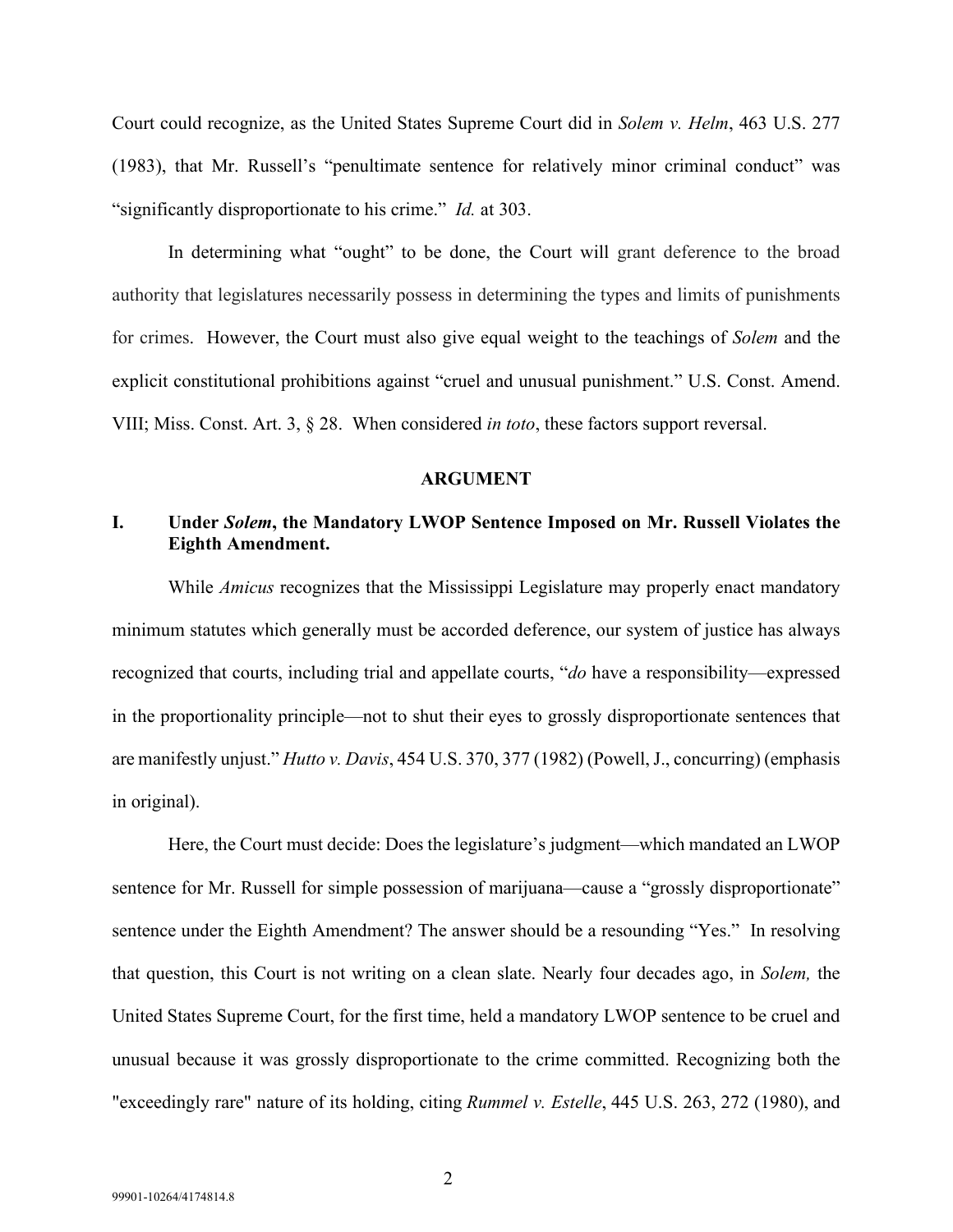Court could recognize, as the United States Supreme Court did in *Solem v. Helm*, 463 U.S. 277 (1983), that Mr. Russell's "penultimate sentence for relatively minor criminal conduct" was "significantly disproportionate to his crime." *Id.* at 303.

In determining what "ought" to be done, the Court will grant deference to the broad authority that legislatures necessarily possess in determining the types and limits of punishments for crimes. However, the Court must also give equal weight to the teachings of *Solem* and the explicit constitutional prohibitions against "cruel and unusual punishment." U.S. Const. Amend. VIII; Miss. Const. Art. 3, § 28. When considered *in toto*, these factors support reversal.

## ARGUMENT

### I. Under *Solem*, the Mandatory LWOP Sentence Imposed on Mr. Russell Violates the Eighth Amendment.

While *Amicus* recognizes that the Mississippi Legislature may properly enact mandatory minimum statutes which generally must be accorded deference, our system of justice has always recognized that courts, including trial and appellate courts, "*do* have a responsibility—expressed in the proportionality principle—not to shut their eyes to grossly disproportionate sentences that are manifestly unjust." *Hutto v. Davis*, 454 U.S. 370, 377 (1982) (Powell, J., concurring) (emphasis in original).

Here, the Court must decide: Does the legislature's judgment—which mandated an LWOP sentence for Mr. Russell for simple possession of marijuana—cause a "grossly disproportionate" sentence under the Eighth Amendment? The answer should be a resounding "Yes." In resolving that question, this Court is not writing on a clean slate. Nearly four decades ago, in *Solem,* the United States Supreme Court, for the first time, held a mandatory LWOP sentence to be cruel and unusual because it was grossly disproportionate to the crime committed. Recognizing both the "exceedingly rare" nature of its holding, citing *Rummel v. Estelle*, 445 U.S. 263, 272 (1980), and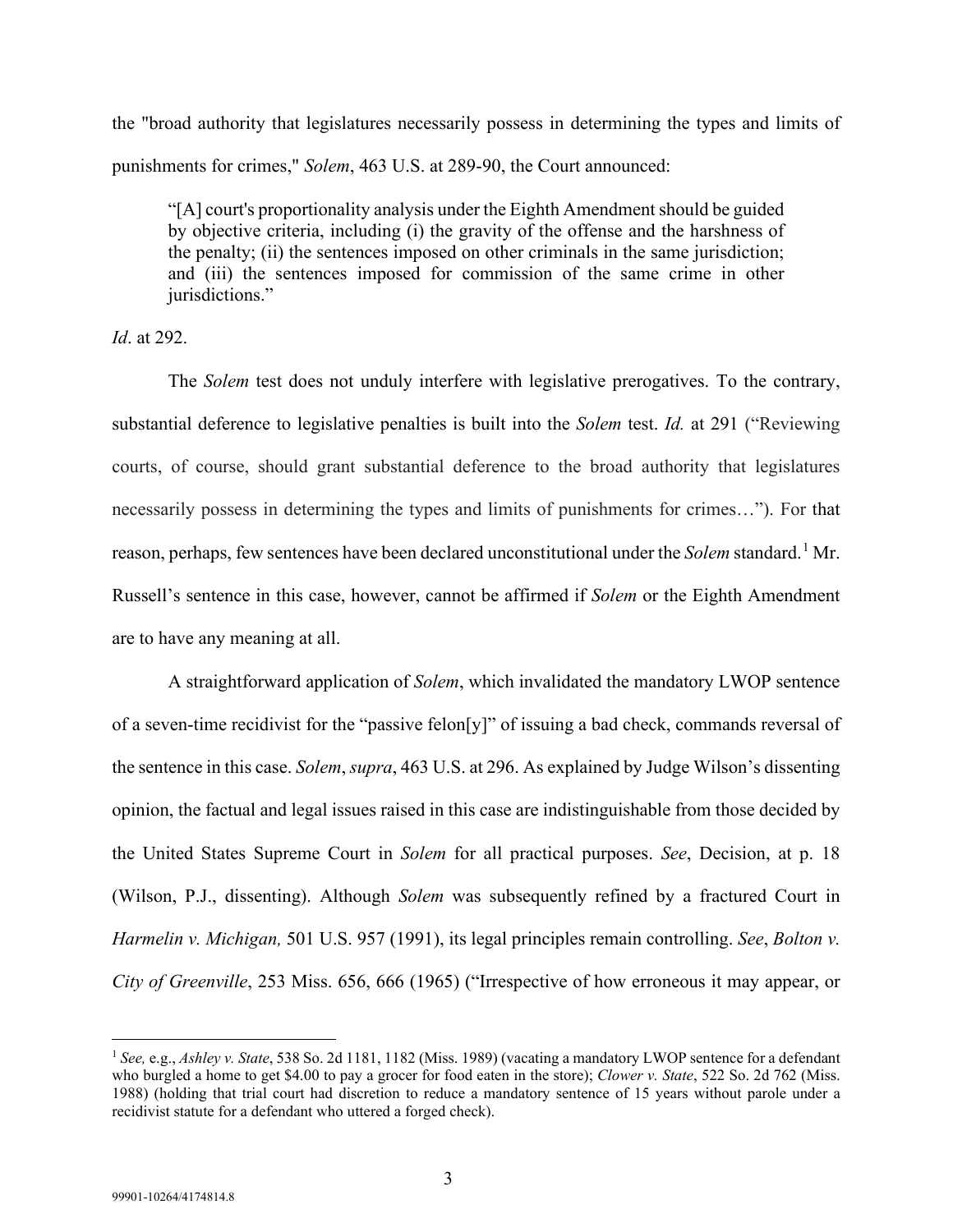the "broad authority that legislatures necessarily possess in determining the types and limits of punishments for crimes," *Solem*, 463 U.S. at 289-90, the Court announced:

> "[A] court's proportionality analysis under the Eighth Amendment should be guided by objective criteria, including (i) the gravity of the offense and the harshness of the penalty; (ii) the sentences imposed on other criminals in the same jurisdiction; and (iii) the sentences imposed for commission of the same crime in other jurisdictions."

*Id*. at 292.

The *Solem* test does not unduly interfere with legislative prerogatives. To the contrary, substantial deference to legislative penalties is built into the *Solem* test. *Id.* at 291 ("Reviewing courts, of course, should grant substantial deference to the broad authority that legislatures necessarily possess in determining the types and limits of punishments for crimes…"). For that reason, perhaps, few sentences have been declared unconstitutional under the *Solem* standard.[1] Mr. Russell's sentence in this case, however, cannot be affirmed if *Solem* or the Eighth Amendment are to have any meaning at all.

A straightforward application of *Solem*, which invalidated the mandatory LWOP sentence of a seven-time recidivist for the "passive felon[y]" of issuing a bad check, commands reversal of the sentence in this case. *Solem*, *supra*, 463 U.S. at 296. As explained by Judge Wilson's dissenting opinion, the factual and legal issues raised in this case are indistinguishable from those decided by the United States Supreme Court in *Solem* for all practical purposes. *See*, Decision, at p. 18 (Wilson, P.J., dissenting). Although *Solem* was subsequently refined by a fractured Court in *Harmelin v. Michigan,* 501 U.S. 957 (1991), its legal principles remain controlling. *See*, *Bolton v. City of Greenville*, 253 Miss. 656, 666 (1965) ("Irrespective of how erroneous it may appear, or

---

[1] *See,* e.g., *Ashley v. State*, 538 So. 2d 1181, 1182 (Miss. 1989) (vacating a mandatory LWOP sentence for a defendant who burgled a home to get $4.00 to pay a grocer for food eaten in the store); *Clower v. State*, 522 So. 2d 762 (Miss. 1988) (holding that trial court had discretion to reduce a mandatory sentence of 15 years without parole under a recidivist statute for a defendant who uttered a forged check).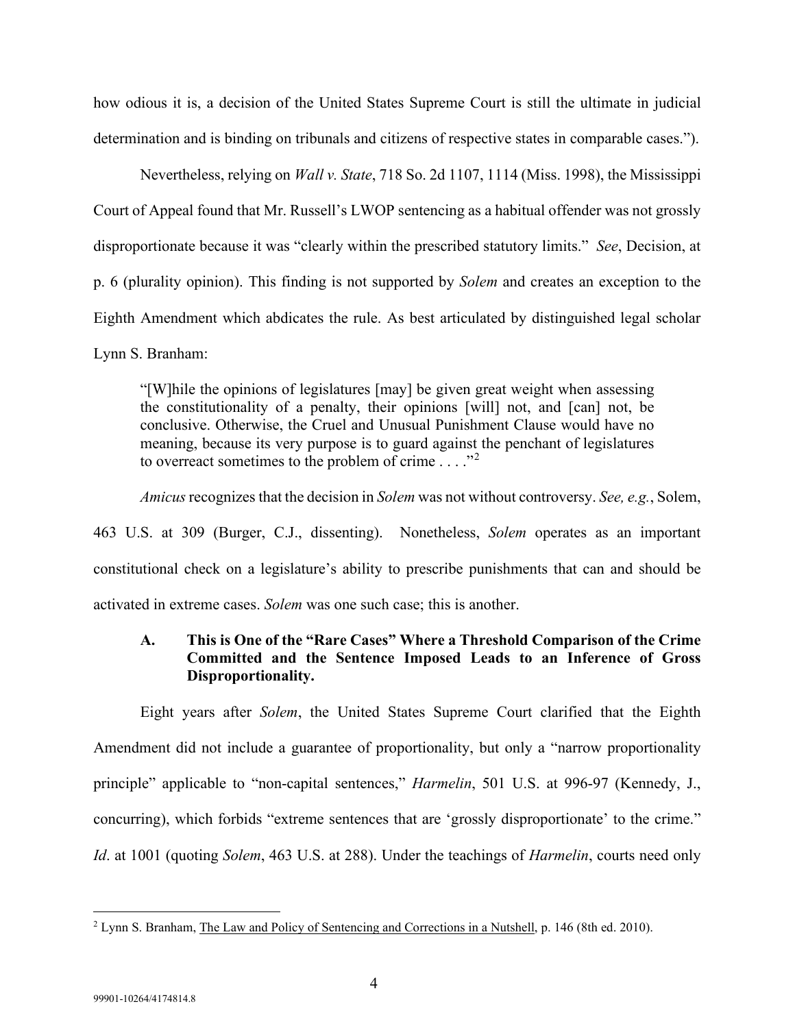how odious it is, a decision of the United States Supreme Court is still the ultimate in judicial determination and is binding on tribunals and citizens of respective states in comparable cases.").

Nevertheless, relying on *Wall v. State*, 718 So. 2d 1107, 1114 (Miss. 1998), the Mississippi Court of Appeal found that Mr. Russell's LWOP sentencing as a habitual offender was not grossly disproportionate because it was "clearly within the prescribed statutory limits." *See*, Decision, at p. 6 (plurality opinion). This finding is not supported by *Solem* and creates an exception to the Eighth Amendment which abdicates the rule. As best articulated by distinguished legal scholar Lynn S. Branham:

> "[W]hile the opinions of legislatures [may] be given great weight when assessing the constitutionality of a penalty, their opinions [will] not, and [can] not, be conclusive. Otherwise, the Cruel and Unusual Punishment Clause would have no meaning, because its very purpose is to guard against the penchant of legislatures to overreact sometimes to the problem of crime . . . ."[2]

*Amicus* recognizes that the decision in *Solem* was not without controversy. *See, e.g.*, Solem, 463 U.S. at 309 (Burger, C.J., dissenting). Nonetheless, *Solem* operates as an important constitutional check on a legislature's ability to prescribe punishments that can and should be activated in extreme cases. *Solem* was one such case; this is another.

### A. This is One of the "Rare Cases" Where a Threshold Comparison of the Crime Committed and the Sentence Imposed Leads to an Inference of Gross Disproportionality.

Eight years after *Solem*, the United States Supreme Court clarified that the Eighth Amendment did not include a guarantee of proportionality, but only a "narrow proportionality principle" applicable to "non-capital sentences," *Harmelin*, 501 U.S. at 996-97 (Kennedy, J., concurring), which forbids "extreme sentences that are 'grossly disproportionate' to the crime." *Id*. at 1001 (quoting *Solem*, 463 U.S. at 288). Under the teachings of *Harmelin*, courts need only

---

[2] Lynn S. Branham, The Law and Policy of Sentencing and Corrections in a Nutshell, p. 146 (8th ed. 2010).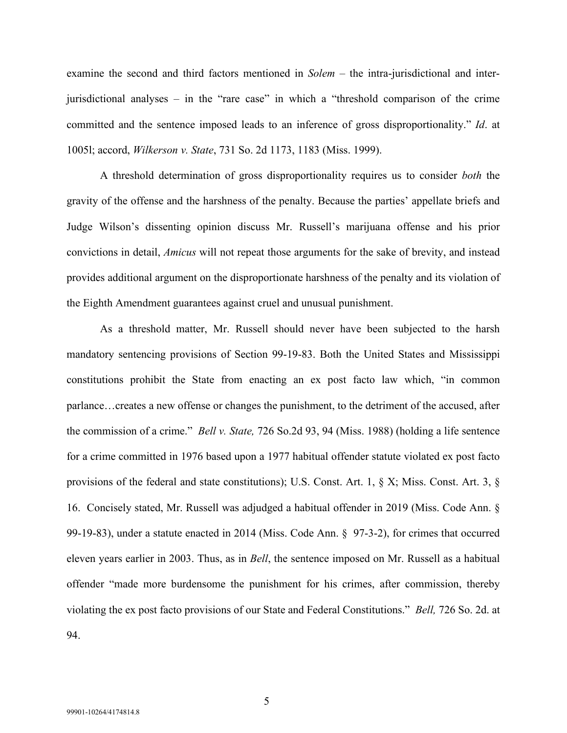examine the second and third factors mentioned in *Solem* – the intra-jurisdictional and inter-jurisdictional analyses – in the "rare case" in which a "threshold comparison of the crime committed and the sentence imposed leads to an inference of gross disproportionality." *Id*. at 1005l; accord, *Wilkerson v. State*, 731 So. 2d 1173, 1183 (Miss. 1999).

A threshold determination of gross disproportionality requires us to consider *both* the gravity of the offense and the harshness of the penalty. Because the parties' appellate briefs and Judge Wilson's dissenting opinion discuss Mr. Russell's marijuana offense and his prior convictions in detail, *Amicus* will not repeat those arguments for the sake of brevity, and instead provides additional argument on the disproportionate harshness of the penalty and its violation of the Eighth Amendment guarantees against cruel and unusual punishment.

As a threshold matter, Mr. Russell should never have been subjected to the harsh mandatory sentencing provisions of Section 99-19-83. Both the United States and Mississippi constitutions prohibit the State from enacting an ex post facto law which, "in common parlance…creates a new offense or changes the punishment, to the detriment of the accused, after the commission of a crime." *Bell v. State,* 726 So.2d 93, 94 (Miss. 1988) (holding a life sentence for a crime committed in 1976 based upon a 1977 habitual offender statute violated ex post facto provisions of the federal and state constitutions); U.S. Const. Art. 1, § X; Miss. Const. Art. 3, § 16. Concisely stated, Mr. Russell was adjudged a habitual offender in 2019 (Miss. Code Ann. § 99-19-83), under a statute enacted in 2014 (Miss. Code Ann. § 97-3-2), for crimes that occurred eleven years earlier in 2003. Thus, as in *Bell*, the sentence imposed on Mr. Russell as a habitual offender "made more burdensome the punishment for his crimes, after commission, thereby violating the ex post facto provisions of our State and Federal Constitutions." *Bell,* 726 So. 2d. at 94.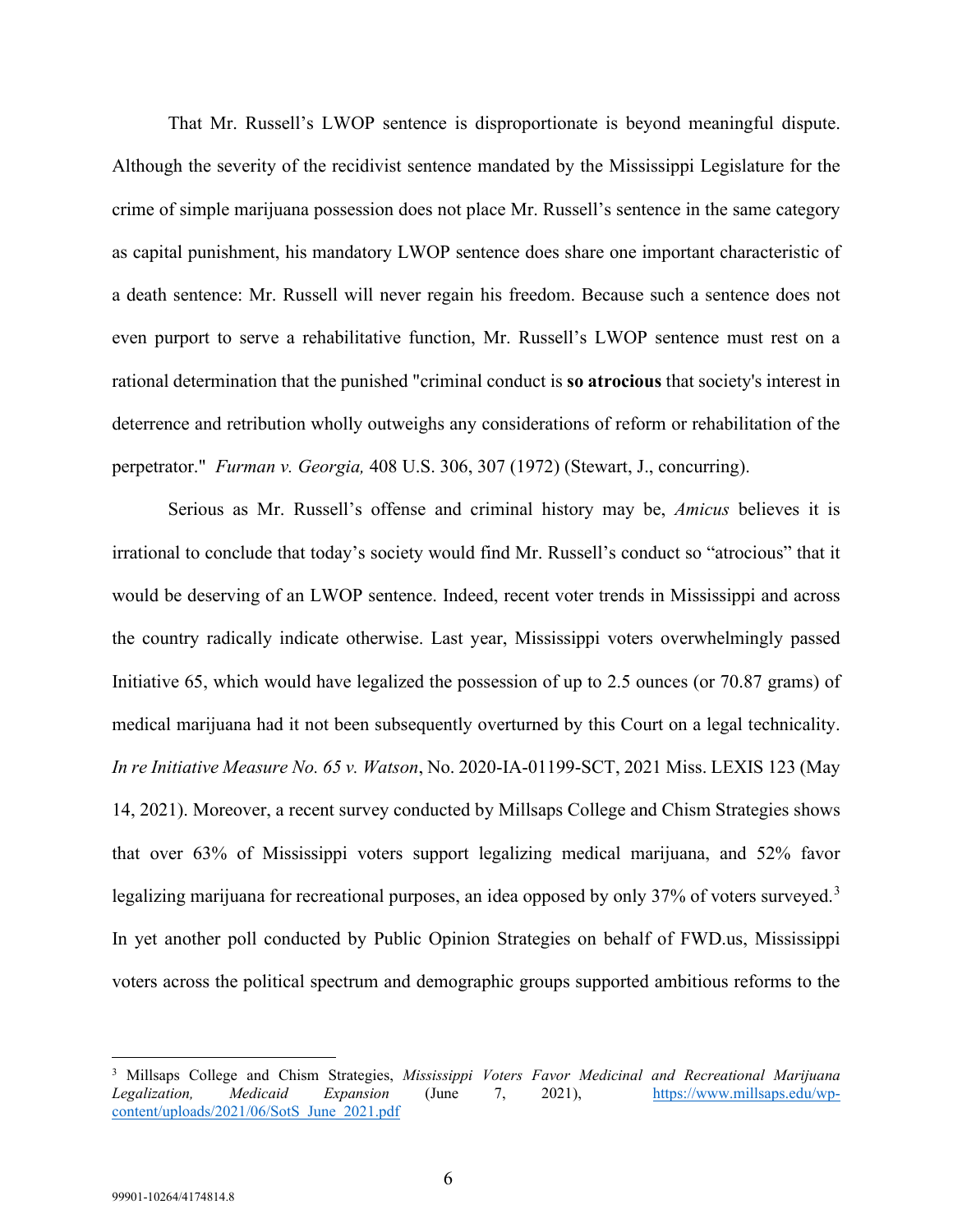That Mr. Russell's LWOP sentence is disproportionate is beyond meaningful dispute. Although the severity of the recidivist sentence mandated by the Mississippi Legislature for the crime of simple marijuana possession does not place Mr. Russell's sentence in the same category as capital punishment, his mandatory LWOP sentence does share one important characteristic of a death sentence: Mr. Russell will never regain his freedom. Because such a sentence does not even purport to serve a rehabilitative function, Mr. Russell's LWOP sentence must rest on a rational determination that the punished "criminal conduct is **so atrocious** that society's interest in deterrence and retribution wholly outweighs any considerations of reform or rehabilitation of the perpetrator." *Furman v. Georgia,* 408 U.S. 306, 307 (1972) (Stewart, J., concurring).

Serious as Mr. Russell's offense and criminal history may be, *Amicus* believes it is irrational to conclude that today's society would find Mr. Russell's conduct so "atrocious" that it would be deserving of an LWOP sentence. Indeed, recent voter trends in Mississippi and across the country radically indicate otherwise. Last year, Mississippi voters overwhelmingly passed Initiative 65, which would have legalized the possession of up to 2.5 ounces (or 70.87 grams) of medical marijuana had it not been subsequently overturned by this Court on a legal technicality. *In re Initiative Measure No. 65 v. Watson*, No. 2020-IA-01199-SCT, 2021 Miss. LEXIS 123 (May 14, 2021). Moreover, a recent survey conducted by Millsaps College and Chism Strategies shows that over 63% of Mississippi voters support legalizing medical marijuana, and 52% favor legalizing marijuana for recreational purposes, an idea opposed by only 37% of voters surveyed.[3] In yet another poll conducted by Public Opinion Strategies on behalf of FWD.us, Mississippi voters across the political spectrum and demographic groups supported ambitious reforms to the

---

[3] Millsaps College and Chism Strategies, *Mississippi Voters Favor Medicinal and Recreational Marijuana Legalization, Medicaid Expansion* (June 7, 2021), https://www.millsaps.edu/wp-content/uploads/2021/06/SotS_June_2021.pdf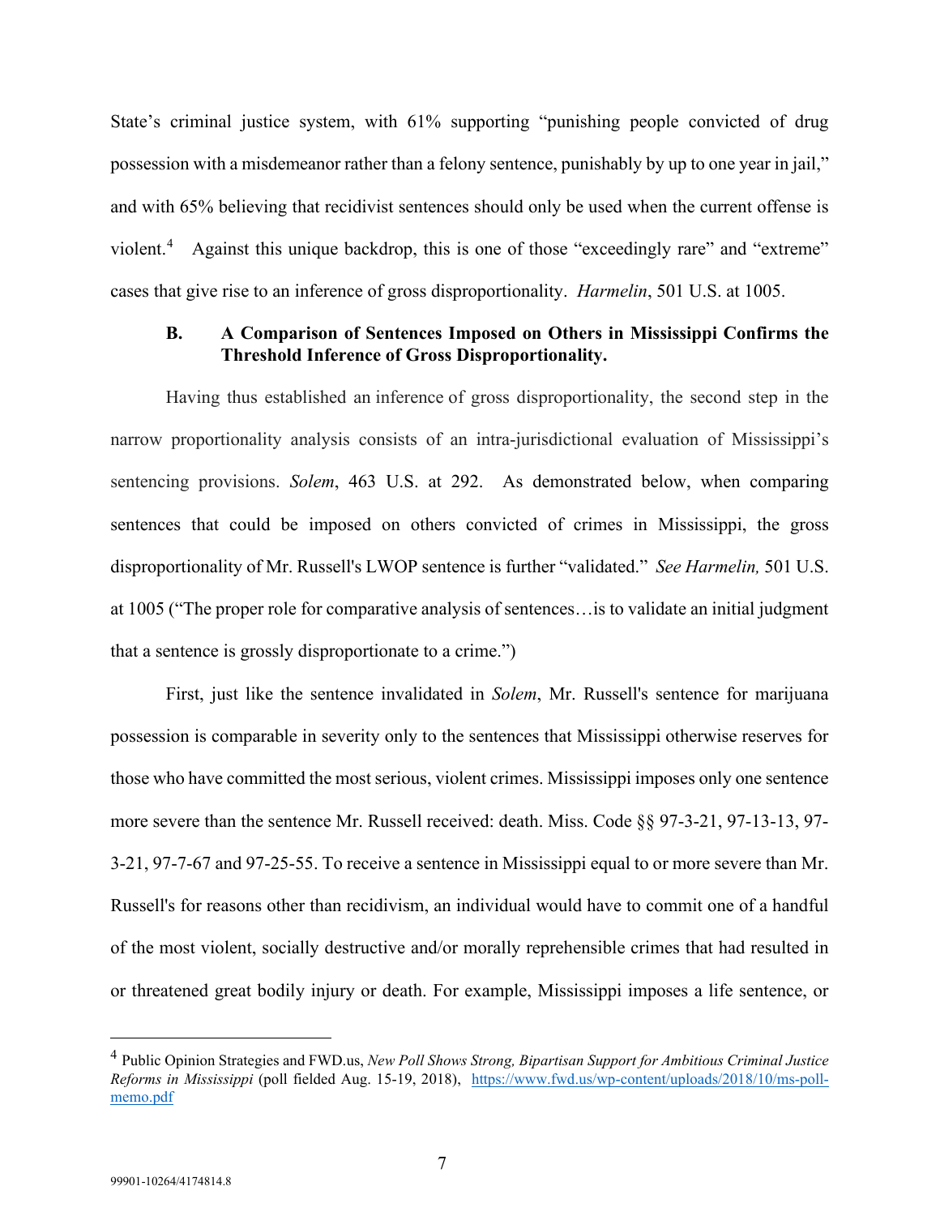State's criminal justice system, with 61% supporting "punishing people convicted of drug possession with a misdemeanor rather than a felony sentence, punishably by up to one year in jail," and with 65% believing that recidivist sentences should only be used when the current offense is violent.[4] Against this unique backdrop, this is one of those "exceedingly rare" and "extreme" cases that give rise to an inference of gross disproportionality. *Harmelin*, 501 U.S. at 1005.

### B. A Comparison of Sentences Imposed on Others in Mississippi Confirms the Threshold Inference of Gross Disproportionality.

Having thus established an inference of gross disproportionality, the second step in the narrow proportionality analysis consists of an intra-jurisdictional evaluation of Mississippi's sentencing provisions. *Solem*, 463 U.S. at 292. As demonstrated below, when comparing sentences that could be imposed on others convicted of crimes in Mississippi, the gross disproportionality of Mr. Russell's LWOP sentence is further "validated." *See Harmelin,* 501 U.S. at 1005 ("The proper role for comparative analysis of sentences…is to validate an initial judgment that a sentence is grossly disproportionate to a crime.")

First, just like the sentence invalidated in *Solem*, Mr. Russell's sentence for marijuana possession is comparable in severity only to the sentences that Mississippi otherwise reserves for those who have committed the most serious, violent crimes. Mississippi imposes only one sentence more severe than the sentence Mr. Russell received: death. Miss. Code §§ 97-3-21, 97-13-13, 97-3-21, 97-7-67 and 97-25-55. To receive a sentence in Mississippi equal to or more severe than Mr. Russell's for reasons other than recidivism, an individual would have to commit one of a handful of the most violent, socially destructive and/or morally reprehensible crimes that had resulted in or threatened great bodily injury or death. For example, Mississippi imposes a life sentence, or

---

[4] Public Opinion Strategies and FWD.us, *New Poll Shows Strong, Bipartisan Support for Ambitious Criminal Justice Reforms in Mississippi* (poll fielded Aug. 15-19, 2018), https://www.fwd.us/wp-content/uploads/2018/10/ms-poll-memo.pdf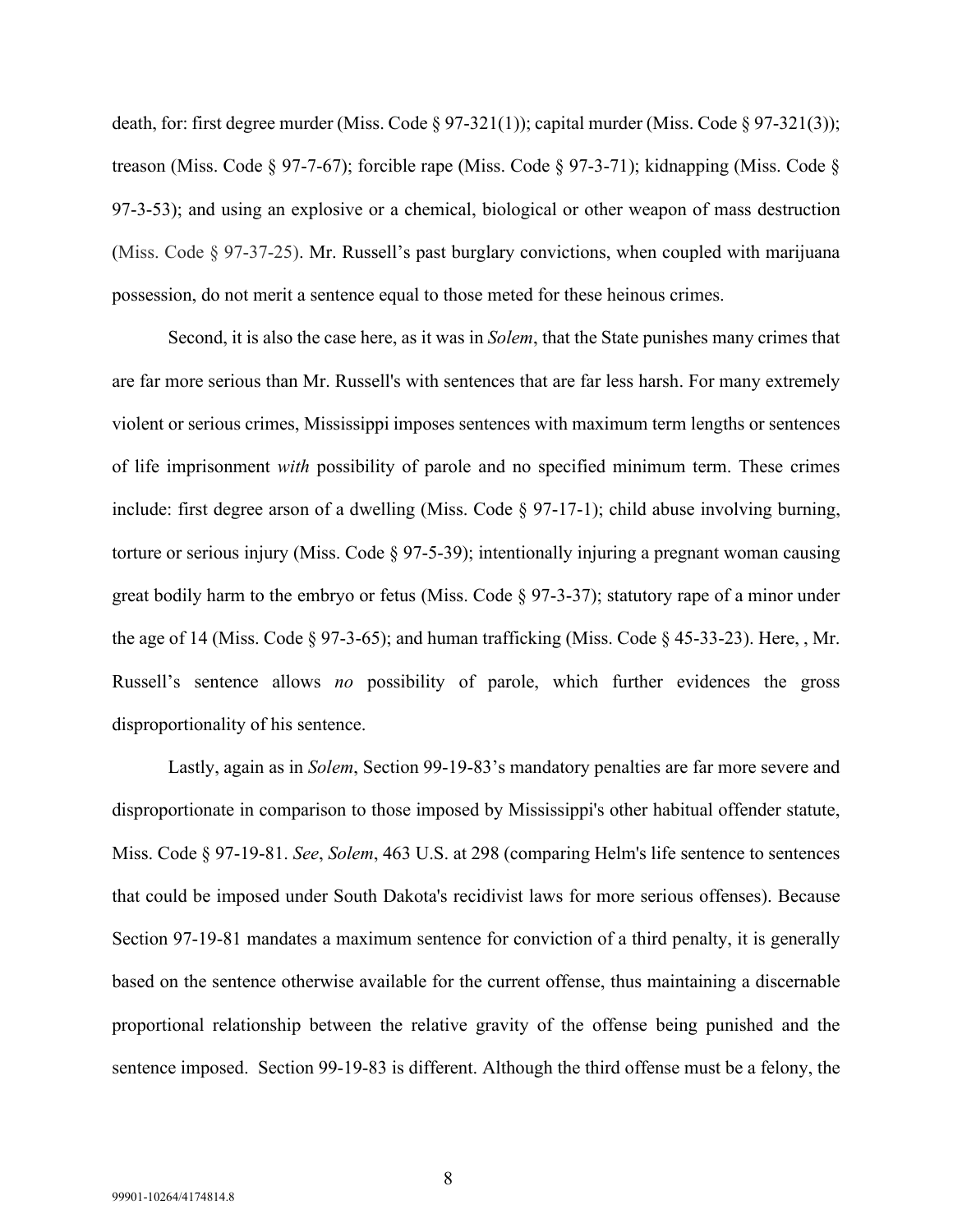death, for: first degree murder (Miss. Code § 97-321(1)); capital murder (Miss. Code § 97-321(3)); treason (Miss. Code § 97-7-67); forcible rape (Miss. Code § 97-3-71); kidnapping (Miss. Code § 97-3-53); and using an explosive or a chemical, biological or other weapon of mass destruction (Miss. Code § 97-37-25). Mr. Russell's past burglary convictions, when coupled with marijuana possession, do not merit a sentence equal to those meted for these heinous crimes.

Second, it is also the case here, as it was in *Solem*, that the State punishes many crimes that are far more serious than Mr. Russell's with sentences that are far less harsh. For many extremely violent or serious crimes, Mississippi imposes sentences with maximum term lengths or sentences of life imprisonment *with* possibility of parole and no specified minimum term. These crimes include: first degree arson of a dwelling (Miss. Code § 97-17-1); child abuse involving burning, torture or serious injury (Miss. Code § 97-5-39); intentionally injuring a pregnant woman causing great bodily harm to the embryo or fetus (Miss. Code § 97-3-37); statutory rape of a minor under the age of 14 (Miss. Code § 97-3-65); and human trafficking (Miss. Code § 45-33-23). Here, , Mr. Russell's sentence allows *no* possibility of parole, which further evidences the gross disproportionality of his sentence.

Lastly, again as in *Solem*, Section 99-19-83's mandatory penalties are far more severe and disproportionate in comparison to those imposed by Mississippi's other habitual offender statute, Miss. Code § 97-19-81. *See*, *Solem*, 463 U.S. at 298 (comparing Helm's life sentence to sentences that could be imposed under South Dakota's recidivist laws for more serious offenses). Because Section 97-19-81 mandates a maximum sentence for conviction of a third penalty, it is generally based on the sentence otherwise available for the current offense, thus maintaining a discernable proportional relationship between the relative gravity of the offense being punished and the sentence imposed. Section 99-19-83 is different. Although the third offense must be a felony, the

99901-10264/4174814.8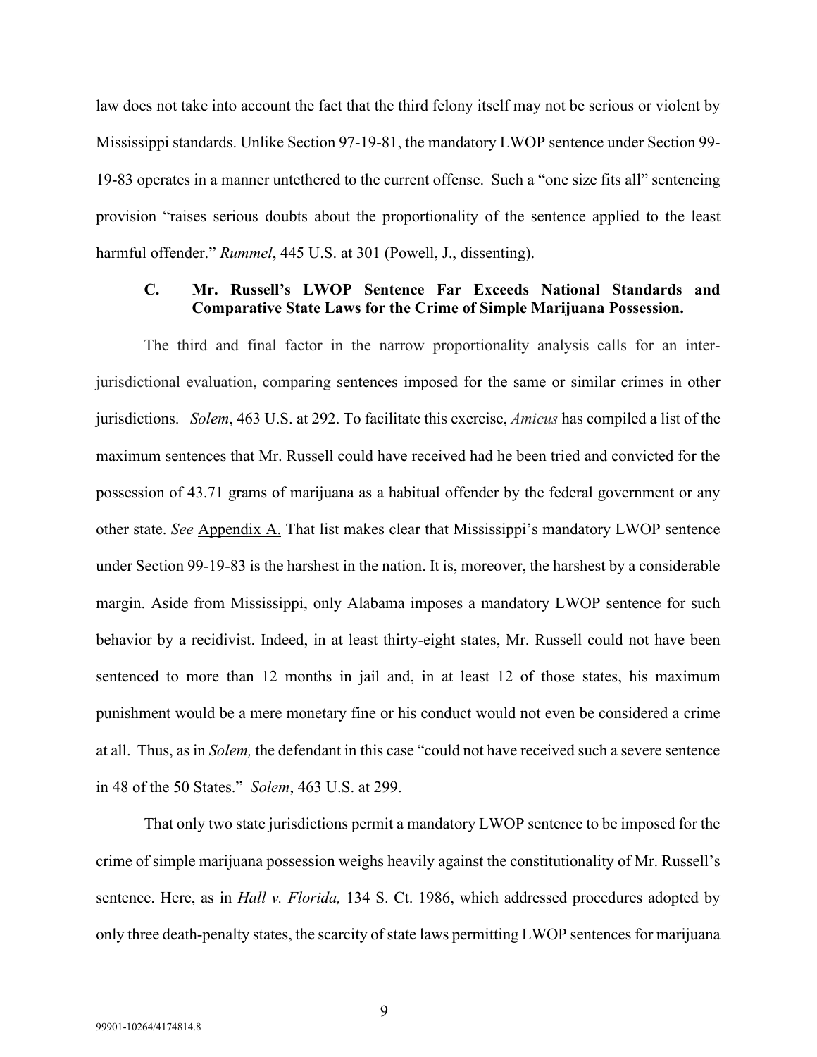law does not take into account the fact that the third felony itself may not be serious or violent by Mississippi standards. Unlike Section 97-19-81, the mandatory LWOP sentence under Section 99-19-83 operates in a manner untethered to the current offense. Such a "one size fits all" sentencing provision "raises serious doubts about the proportionality of the sentence applied to the least harmful offender." *Rummel*, 445 U.S. at 301 (Powell, J., dissenting).

### C. Mr. Russell's LWOP Sentence Far Exceeds National Standards and Comparative State Laws for the Crime of Simple Marijuana Possession.

The third and final factor in the narrow proportionality analysis calls for an inter-jurisdictional evaluation, comparing sentences imposed for the same or similar crimes in other jurisdictions. *Solem*, 463 U.S. at 292. To facilitate this exercise, *Amicus* has compiled a list of the maximum sentences that Mr. Russell could have received had he been tried and convicted for the possession of 43.71 grams of marijuana as a habitual offender by the federal government or any other state. *See* Appendix A. That list makes clear that Mississippi's mandatory LWOP sentence under Section 99-19-83 is the harshest in the nation. It is, moreover, the harshest by a considerable margin. Aside from Mississippi, only Alabama imposes a mandatory LWOP sentence for such behavior by a recidivist. Indeed, in at least thirty-eight states, Mr. Russell could not have been sentenced to more than 12 months in jail and, in at least 12 of those states, his maximum punishment would be a mere monetary fine or his conduct would not even be considered a crime at all. Thus, as in *Solem,* the defendant in this case "could not have received such a severe sentence in 48 of the 50 States." *Solem*, 463 U.S. at 299.

That only two state jurisdictions permit a mandatory LWOP sentence to be imposed for the crime of simple marijuana possession weighs heavily against the constitutionality of Mr. Russell's sentence. Here, as in *Hall v. Florida,* 134 S. Ct. 1986, which addressed procedures adopted by only three death-penalty states, the scarcity of state laws permitting LWOP sentences for marijuana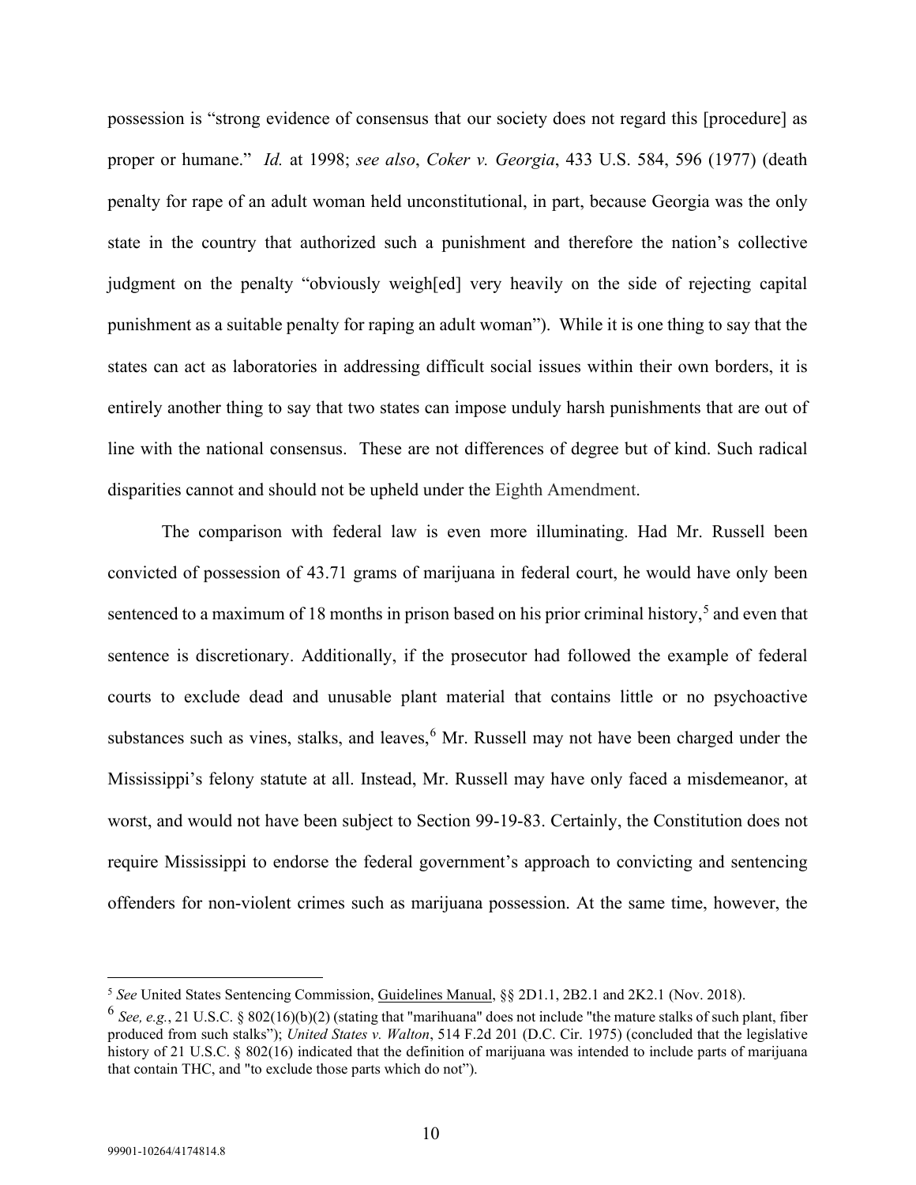possession is "strong evidence of consensus that our society does not regard this [procedure] as proper or humane." *Id.* at 1998; *see also*, *Coker v. Georgia*, 433 U.S. 584, 596 (1977) (death penalty for rape of an adult woman held unconstitutional, in part, because Georgia was the only state in the country that authorized such a punishment and therefore the nation's collective judgment on the penalty "obviously weigh[ed] very heavily on the side of rejecting capital punishment as a suitable penalty for raping an adult woman"). While it is one thing to say that the states can act as laboratories in addressing difficult social issues within their own borders, it is entirely another thing to say that two states can impose unduly harsh punishments that are out of line with the national consensus. These are not differences of degree but of kind. Such radical disparities cannot and should not be upheld under the Eighth Amendment.

The comparison with federal law is even more illuminating. Had Mr. Russell been convicted of possession of 43.71 grams of marijuana in federal court, he would have only been sentenced to a maximum of 18 months in prison based on his prior criminal history,[5] and even that sentence is discretionary. Additionally, if the prosecutor had followed the example of federal courts to exclude dead and unusable plant material that contains little or no psychoactive substances such as vines, stalks, and leaves,[6] Mr. Russell may not have been charged under the Mississippi's felony statute at all. Instead, Mr. Russell may have only faced a misdemeanor, at worst, and would not have been subject to Section 99-19-83. Certainly, the Constitution does not require Mississippi to endorse the federal government's approach to convicting and sentencing offenders for non-violent crimes such as marijuana possession. At the same time, however, the

---

[5] *See* United States Sentencing Commission, Guidelines Manual, §§ 2D1.1, 2B2.1 and 2K2.1 (Nov. 2018).

[6] *See, e.g.*, 21 U.S.C. § 802(16)(b)(2) (stating that "marihuana" does not include "the mature stalks of such plant, fiber produced from such stalks"); *United States v. Walton*, 514 F.2d 201 (D.C. Cir. 1975) (concluded that the legislative history of 21 U.S.C. § 802(16) indicated that the definition of marijuana was intended to include parts of marijuana that contain THC, and "to exclude those parts which do not").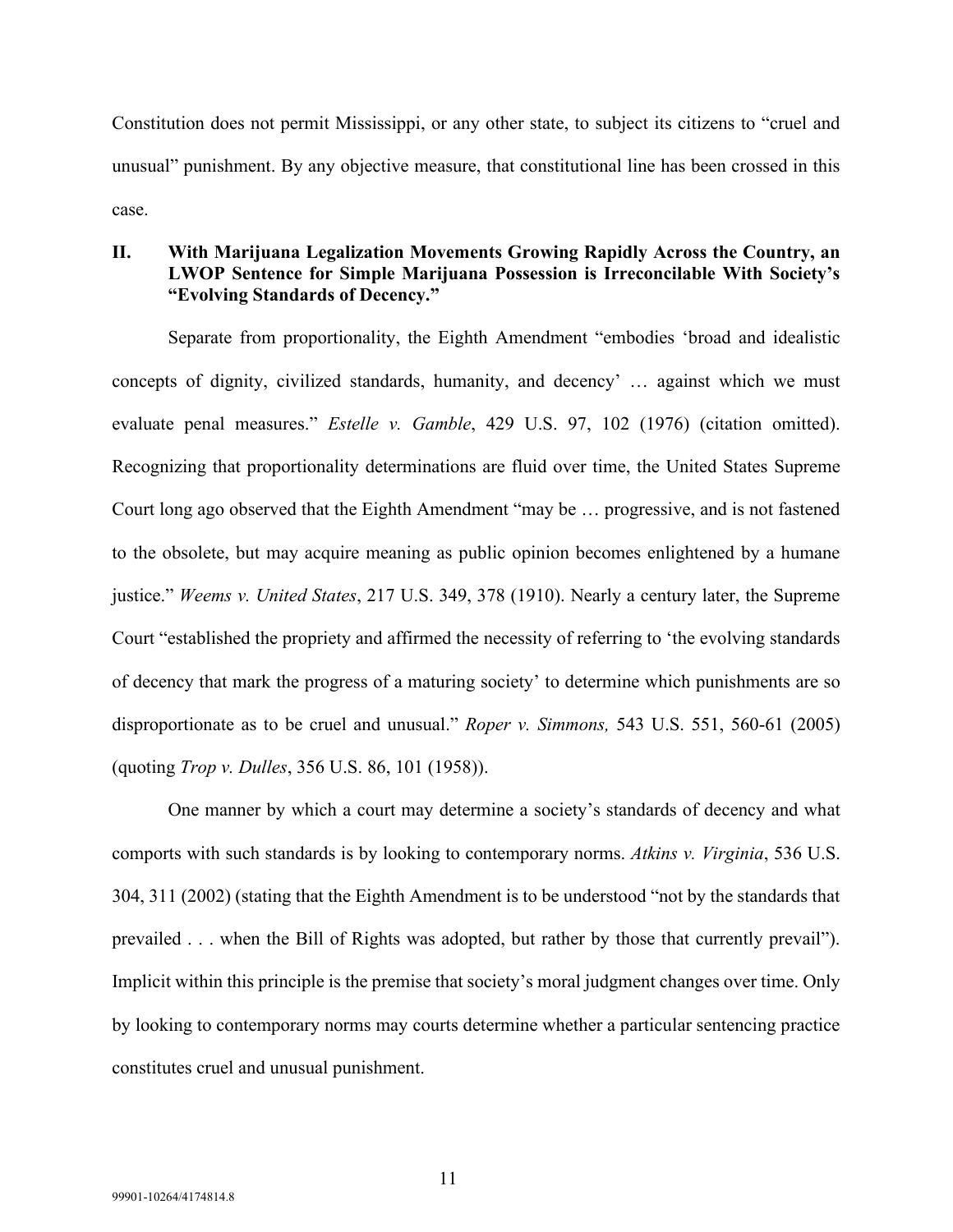Constitution does not permit Mississippi, or any other state, to subject its citizens to "cruel and unusual" punishment. By any objective measure, that constitutional line has been crossed in this case.

## II. With Marijuana Legalization Movements Growing Rapidly Across the Country, an LWOP Sentence for Simple Marijuana Possession is Irreconcilable With Society's "Evolving Standards of Decency."

Separate from proportionality, the Eighth Amendment "embodies 'broad and idealistic concepts of dignity, civilized standards, humanity, and decency' … against which we must evaluate penal measures." *Estelle v. Gamble*, 429 U.S. 97, 102 (1976) (citation omitted). Recognizing that proportionality determinations are fluid over time, the United States Supreme Court long ago observed that the Eighth Amendment "may be … progressive, and is not fastened to the obsolete, but may acquire meaning as public opinion becomes enlightened by a humane justice." *Weems v. United States*, 217 U.S. 349, 378 (1910). Nearly a century later, the Supreme Court "established the propriety and affirmed the necessity of referring to 'the evolving standards of decency that mark the progress of a maturing society' to determine which punishments are so disproportionate as to be cruel and unusual." *Roper v. Simmons,* 543 U.S. 551, 560-61 (2005) (quoting *Trop v. Dulles*, 356 U.S. 86, 101 (1958)).

One manner by which a court may determine a society's standards of decency and what comports with such standards is by looking to contemporary norms. *Atkins v. Virginia*, 536 U.S. 304, 311 (2002) (stating that the Eighth Amendment is to be understood "not by the standards that prevailed . . . when the Bill of Rights was adopted, but rather by those that currently prevail"). Implicit within this principle is the premise that society's moral judgment changes over time. Only by looking to contemporary norms may courts determine whether a particular sentencing practice constitutes cruel and unusual punishment.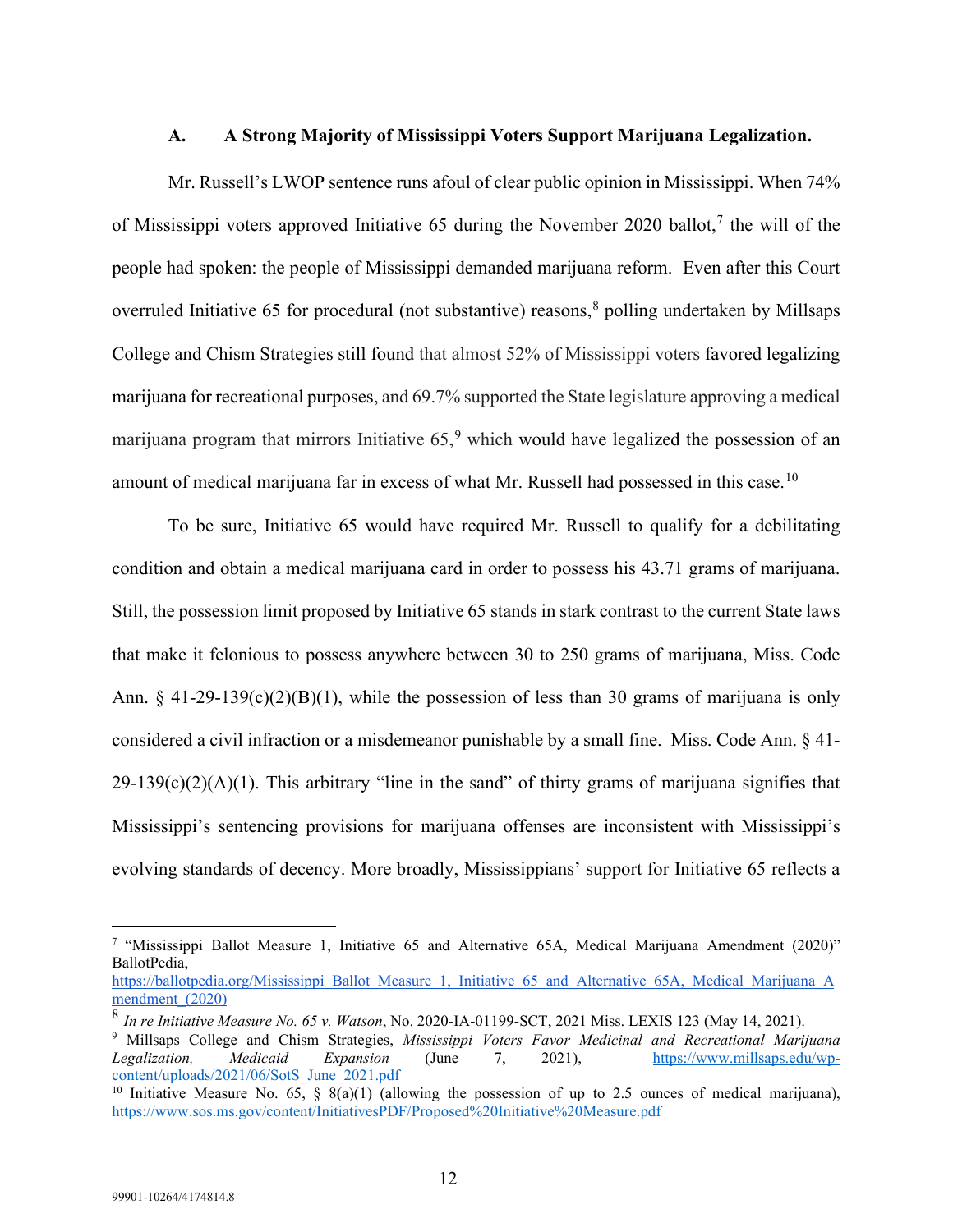### A. A Strong Majority of Mississippi Voters Support Marijuana Legalization.

Mr. Russell's LWOP sentence runs afoul of clear public opinion in Mississippi. When 74% of Mississippi voters approved Initiative 65 during the November 2020 ballot,[7] the will of the people had spoken: the people of Mississippi demanded marijuana reform. Even after this Court overruled Initiative 65 for procedural (not substantive) reasons,[8] polling undertaken by Millsaps College and Chism Strategies still found that almost 52% of Mississippi voters favored legalizing marijuana for recreational purposes, and 69.7% supported the State legislature approving a medical marijuana program that mirrors Initiative 65,[9] which would have legalized the possession of an amount of medical marijuana far in excess of what Mr. Russell had possessed in this case.[10]

To be sure, Initiative 65 would have required Mr. Russell to qualify for a debilitating condition and obtain a medical marijuana card in order to possess his 43.71 grams of marijuana. Still, the possession limit proposed by Initiative 65 stands in stark contrast to the current State laws that make it felonious to possess anywhere between 30 to 250 grams of marijuana, Miss. Code Ann. § 41-29-139(c)(2)(B)(1), while the possession of less than 30 grams of marijuana is only considered a civil infraction or a misdemeanor punishable by a small fine. Miss. Code Ann. § 41-29-139(c)(2)(A)(1). This arbitrary "line in the sand" of thirty grams of marijuana signifies that Mississippi's sentencing provisions for marijuana offenses are inconsistent with Mississippi's evolving standards of decency. More broadly, Mississippians' support for Initiative 65 reflects a

---

[7] "Mississippi Ballot Measure 1, Initiative 65 and Alternative 65A, Medical Marijuana Amendment (2020)" BallotPedia, https://ballotpedia.org/Mississippi_Ballot_Measure_1,_Initiative_65_and_Alternative_65A,_Medical_Marijuana_Amendment_(2020)

[8] *In re Initiative Measure No. 65 v. Watson*, No. 2020-IA-01199-SCT, 2021 Miss. LEXIS 123 (May 14, 2021).

[9] Millsaps College and Chism Strategies, *Mississippi Voters Favor Medicinal and Recreational Marijuana Legalization, Medicaid Expansion* (June 7, 2021), https://www.millsaps.edu/wp-content/uploads/2021/06/SotS_June_2021.pdf

[10] Initiative Measure No. 65, § 8(a)(1) (allowing the possession of up to 2.5 ounces of medical marijuana), https://www.sos.ms.gov/content/InitiativesPDF/Proposed%20Initiative%20Measure.pdf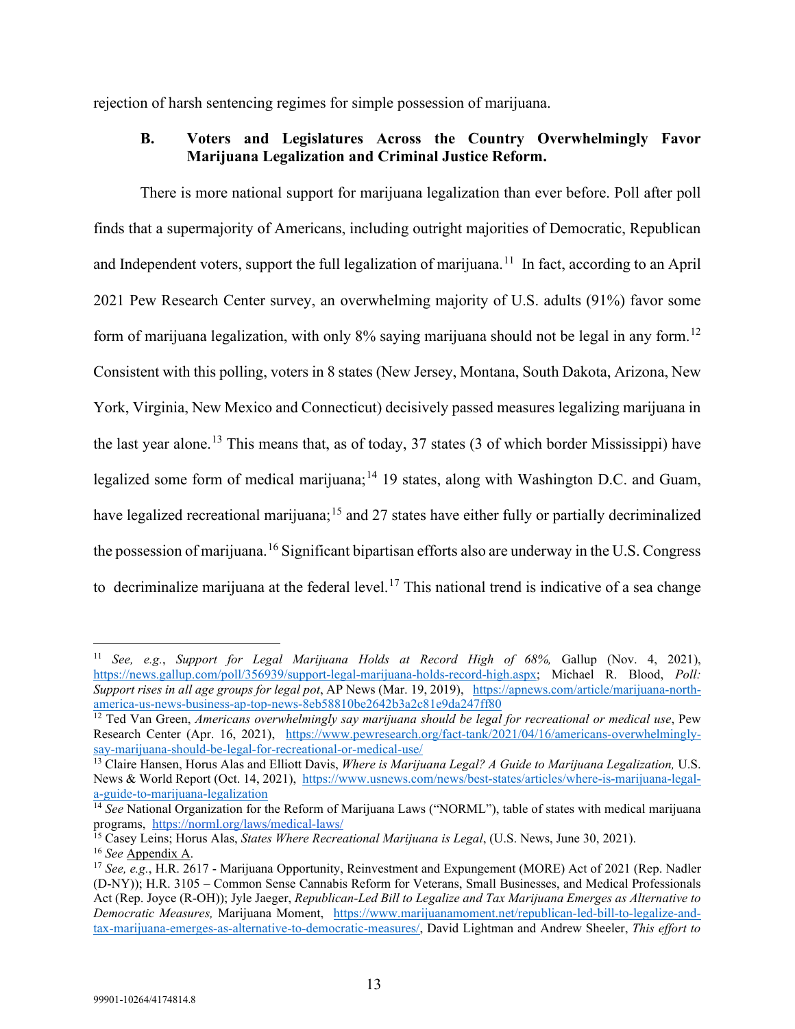rejection of harsh sentencing regimes for simple possession of marijuana.

### B. Voters and Legislatures Across the Country Overwhelmingly Favor Marijuana Legalization and Criminal Justice Reform.

There is more national support for marijuana legalization than ever before. Poll after poll finds that a supermajority of Americans, including outright majorities of Democratic, Republican and Independent voters, support the full legalization of marijuana.[11] In fact, according to an April 2021 Pew Research Center survey, an overwhelming majority of U.S. adults (91%) favor some form of marijuana legalization, with only 8% saying marijuana should not be legal in any form.[12] Consistent with this polling, voters in 8 states (New Jersey, Montana, South Dakota, Arizona, New York, Virginia, New Mexico and Connecticut) decisively passed measures legalizing marijuana in the last year alone.[13] This means that, as of today, 37 states (3 of which border Mississippi) have legalized some form of medical marijuana;[14] 19 states, along with Washington D.C. and Guam, have legalized recreational marijuana;[15] and 27 states have either fully or partially decriminalized the possession of marijuana.[16] Significant bipartisan efforts also are underway in the U.S. Congress to decriminalize marijuana at the federal level.[17] This national trend is indicative of a sea change

---

[11] *See, e.g.*, *Support for Legal Marijuana Holds at Record High of 68%,* Gallup (Nov. 4, 2021), https://news.gallup.com/poll/356939/support-legal-marijuana-holds-record-high.aspx; Michael R. Blood, *Poll: Support rises in all age groups for legal pot*, AP News (Mar. 19, 2019), https://apnews.com/article/marijuana-north-america-us-news-business-ap-top-news-8eb58810be2642b3a2c81e9da247ff80

[12] Ted Van Green, *Americans overwhelmingly say marijuana should be legal for recreational or medical use*, Pew Research Center (Apr. 16, 2021), https://www.pewresearch.org/fact-tank/2021/04/16/americans-overwhelmingly-say-marijuana-should-be-legal-for-recreational-or-medical-use/

[13] Claire Hansen, Horus Alas and Elliott Davis, *Where is Marijuana Legal? A Guide to Marijuana Legalization,* U.S. News & World Report (Oct. 14, 2021), https://www.usnews.com/news/best-states/articles/where-is-marijuana-legal-a-guide-to-marijuana-legalization

[14] *See* National Organization for the Reform of Marijuana Laws ("NORML"), table of states with medical marijuana programs, https://norml.org/laws/medical-laws/

[15] Casey Leins; Horus Alas, *States Where Recreational Marijuana is Legal*, (U.S. News, June 30, 2021).

[16] *See* Appendix A.

[17] *See, e.g.*, H.R. 2617 - Marijuana Opportunity, Reinvestment and Expungement (MORE) Act of 2021 (Rep. Nadler (D-NY)); H.R. 3105 – Common Sense Cannabis Reform for Veterans, Small Businesses, and Medical Professionals Act (Rep. Joyce (R-OH)); Jyle Jaeger, *Republican-Led Bill to Legalize and Tax Marijuana Emerges as Alternative to Democratic Measures,* Marijuana Moment, https://www.marijuanamoment.net/republican-led-bill-to-legalize-and-tax-marijuana-emerges-as-alternative-to-democratic-measures/, David Lightman and Andrew Sheeler, *This effort to*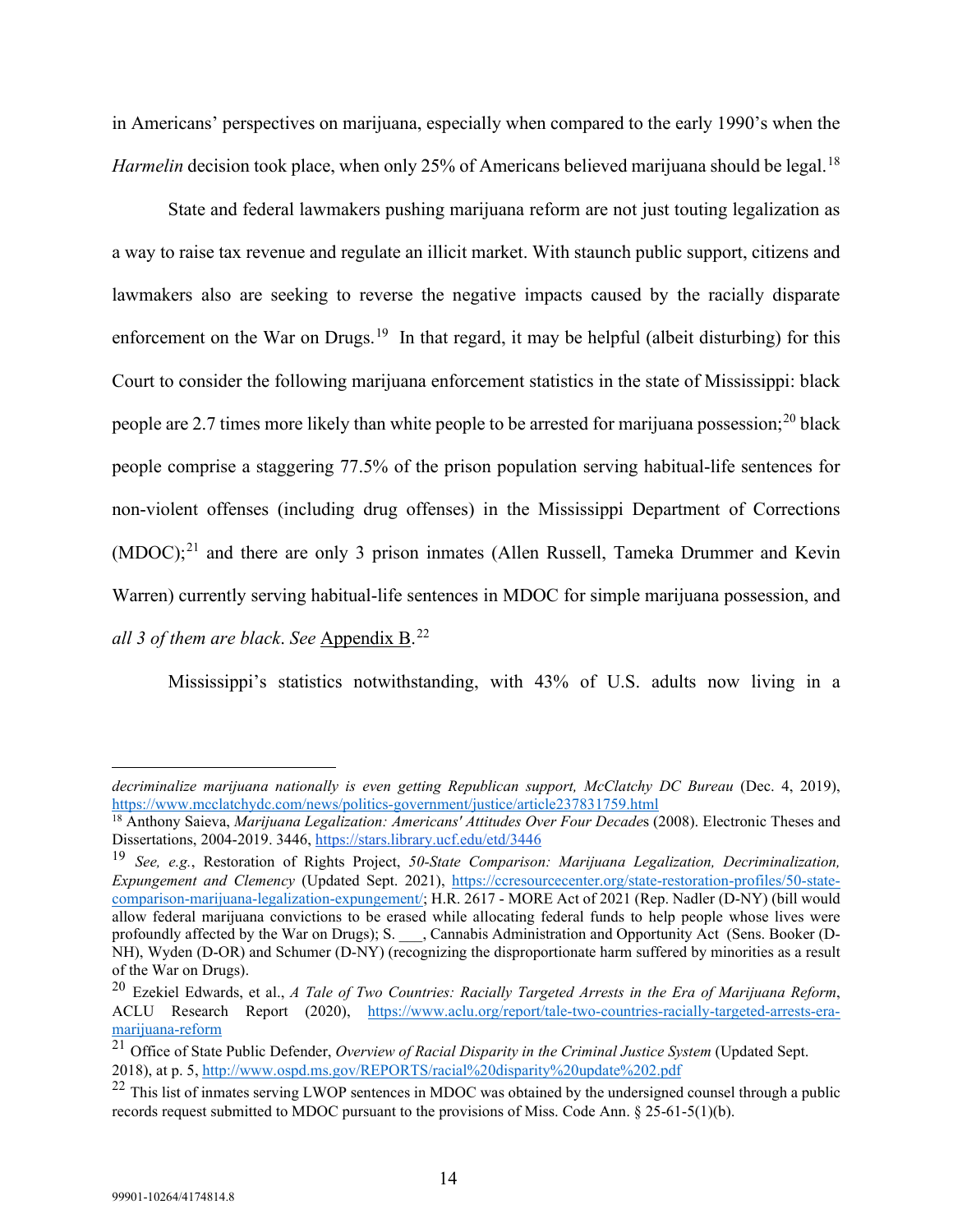in Americans' perspectives on marijuana, especially when compared to the early 1990's when the *Harmelin* decision took place, when only 25% of Americans believed marijuana should be legal.[18]

State and federal lawmakers pushing marijuana reform are not just touting legalization as a way to raise tax revenue and regulate an illicit market. With staunch public support, citizens and lawmakers also are seeking to reverse the negative impacts caused by the racially disparate enforcement on the War on Drugs.[19] In that regard, it may be helpful (albeit disturbing) for this Court to consider the following marijuana enforcement statistics in the state of Mississippi: black people are 2.7 times more likely than white people to be arrested for marijuana possession;[20] black people comprise a staggering 77.5% of the prison population serving habitual-life sentences for non-violent offenses (including drug offenses) in the Mississippi Department of Corrections (MDOC);[21] and there are only 3 prison inmates (Allen Russell, Tameka Drummer and Kevin Warren) currently serving habitual-life sentences in MDOC for simple marijuana possession, and *all 3 of them are black*. *See* Appendix B.[22]

Mississippi's statistics notwithstanding, with 43% of U.S. adults now living in a

---

*decriminalize marijuana nationally is even getting Republican support, McClatchy DC Bureau* (Dec. 4, 2019), https://www.mcclatchydc.com/news/politics-government/justice/article237831759.html

[18] Anthony Saieva, *Marijuana Legalization: Americans' Attitudes Over Four Decades* (2008). Electronic Theses and Dissertations, 2004-2019. 3446, https://stars.library.ucf.edu/etd/3446

[19] *See, e.g.*, Restoration of Rights Project, *50-State Comparison: Marijuana Legalization, Decriminalization, Expungement and Clemency* (Updated Sept. 2021), https://ccresourcecenter.org/state-restoration-profiles/50-state-comparison-marijuana-legalization-expungement/; H.R. 2617 - MORE Act of 2021 (Rep. Nadler (D-NY) (bill would allow federal marijuana convictions to be erased while allocating federal funds to help people whose lives were profoundly affected by the War on Drugs); S. ___, Cannabis Administration and Opportunity Act (Sens. Booker (D-NH), Wyden (D-OR) and Schumer (D-NY) (recognizing the disproportionate harm suffered by minorities as a result of the War on Drugs).

[20] Ezekiel Edwards, et al., *A Tale of Two Countries: Racially Targeted Arrests in the Era of Marijuana Reform*, ACLU Research Report (2020), https://www.aclu.org/report/tale-two-countries-racially-targeted-arrests-era-marijuana-reform

[21] Office of State Public Defender, *Overview of Racial Disparity in the Criminal Justice System* (Updated Sept. 2018), at p. 5, http://www.ospd.ms.gov/REPORTS/racial%20disparity%20update%202.pdf

[22] This list of inmates serving LWOP sentences in MDOC was obtained by the undersigned counsel through a public records request submitted to MDOC pursuant to the provisions of Miss. Code Ann. § 25-61-5(1)(b).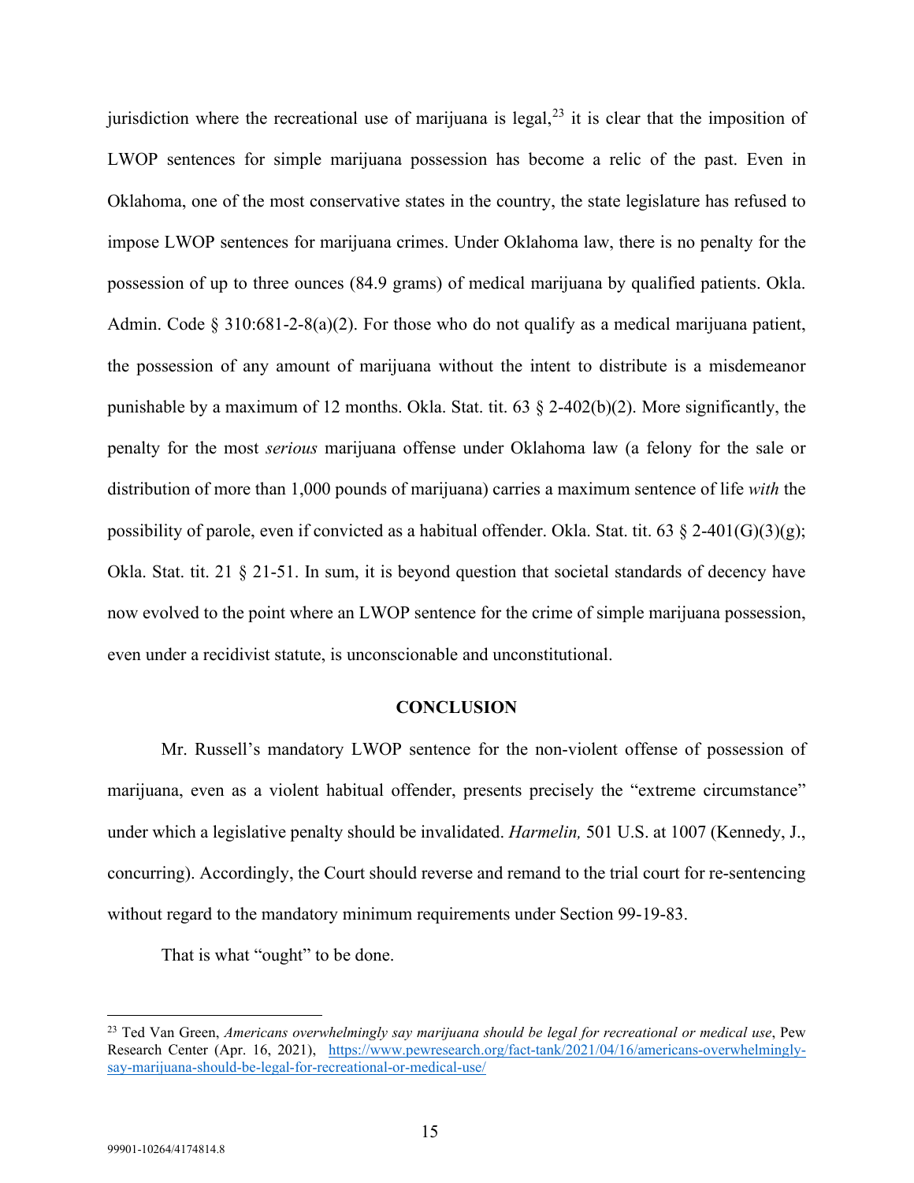jurisdiction where the recreational use of marijuana is legal,[23] it is clear that the imposition of LWOP sentences for simple marijuana possession has become a relic of the past. Even in Oklahoma, one of the most conservative states in the country, the state legislature has refused to impose LWOP sentences for marijuana crimes. Under Oklahoma law, there is no penalty for the possession of up to three ounces (84.9 grams) of medical marijuana by qualified patients. Okla. Admin. Code § 310:681-2-8(a)(2). For those who do not qualify as a medical marijuana patient, the possession of any amount of marijuana without the intent to distribute is a misdemeanor punishable by a maximum of 12 months. Okla. Stat. tit. 63 § 2-402(b)(2). More significantly, the penalty for the most *serious* marijuana offense under Oklahoma law (a felony for the sale or distribution of more than 1,000 pounds of marijuana) carries a maximum sentence of life *with* the possibility of parole, even if convicted as a habitual offender. Okla. Stat. tit. 63 § 2-401(G)(3)(g); Okla. Stat. tit. 21 § 21-51. In sum, it is beyond question that societal standards of decency have now evolved to the point where an LWOP sentence for the crime of simple marijuana possession, even under a recidivist statute, is unconscionable and unconstitutional.

## CONCLUSION

Mr. Russell's mandatory LWOP sentence for the non-violent offense of possession of marijuana, even as a violent habitual offender, presents precisely the "extreme circumstance" under which a legislative penalty should be invalidated. *Harmelin,* 501 U.S. at 1007 (Kennedy, J., concurring). Accordingly, the Court should reverse and remand to the trial court for re-sentencing without regard to the mandatory minimum requirements under Section 99-19-83.

That is what "ought" to be done.

---

[23] Ted Van Green, *Americans overwhelmingly say marijuana should be legal for recreational or medical use*, Pew Research Center (Apr. 16, 2021), https://www.pewresearch.org/fact-tank/2021/04/16/americans-overwhelmingly-say-marijuana-should-be-legal-for-recreational-or-medical-use/

99901-10264/4174814.8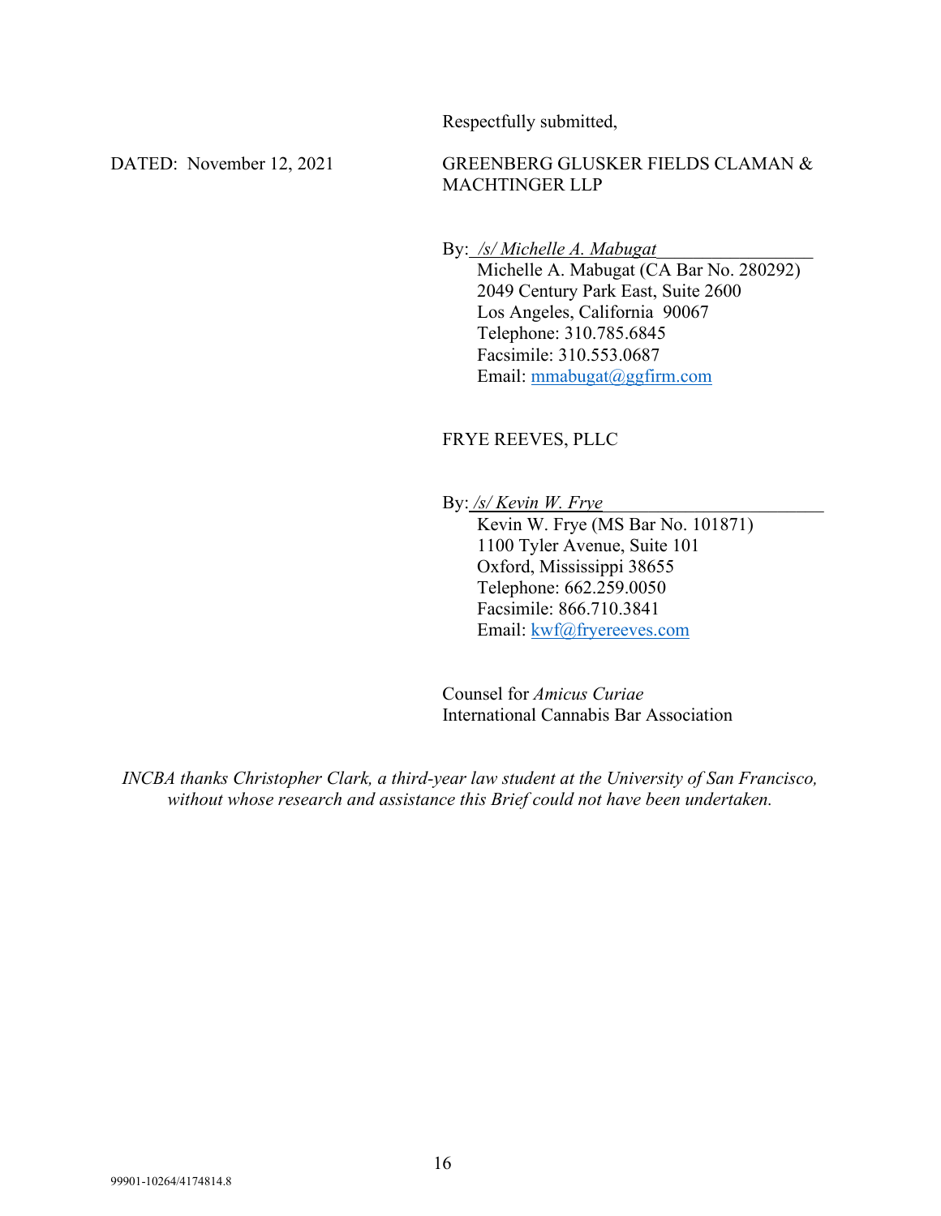Respectfully submitted,

DATED: November 12, 2021

GREENBERG GLUSKER FIELDS CLAMAN & MACHTINGER LLP

By: */s/ Michelle A. Mabugat*
Michelle A. Mabugat (CA Bar No. 280292)
2049 Century Park East, Suite 2600
Los Angeles, California 90067
Telephone: 310.785.6845
Facsimile: 310.553.0687
Email: mmabugat@ggfirm.com

FRYE REEVES, PLLC

By: */s/ Kevin W. Frye*
Kevin W. Frye (MS Bar No. 101871)
1100 Tyler Avenue, Suite 101
Oxford, Mississippi 38655
Telephone: 662.259.0050
Facsimile: 866.710.3841
Email: kwf@fryereeves.com

Counsel for *Amicus Curiae*
International Cannabis Bar Association

*INCBA thanks Christopher Clark, a third-year law student at the University of San Francisco, without whose research and assistance this Brief could not have been undertaken.*

99901-10264/4174814.8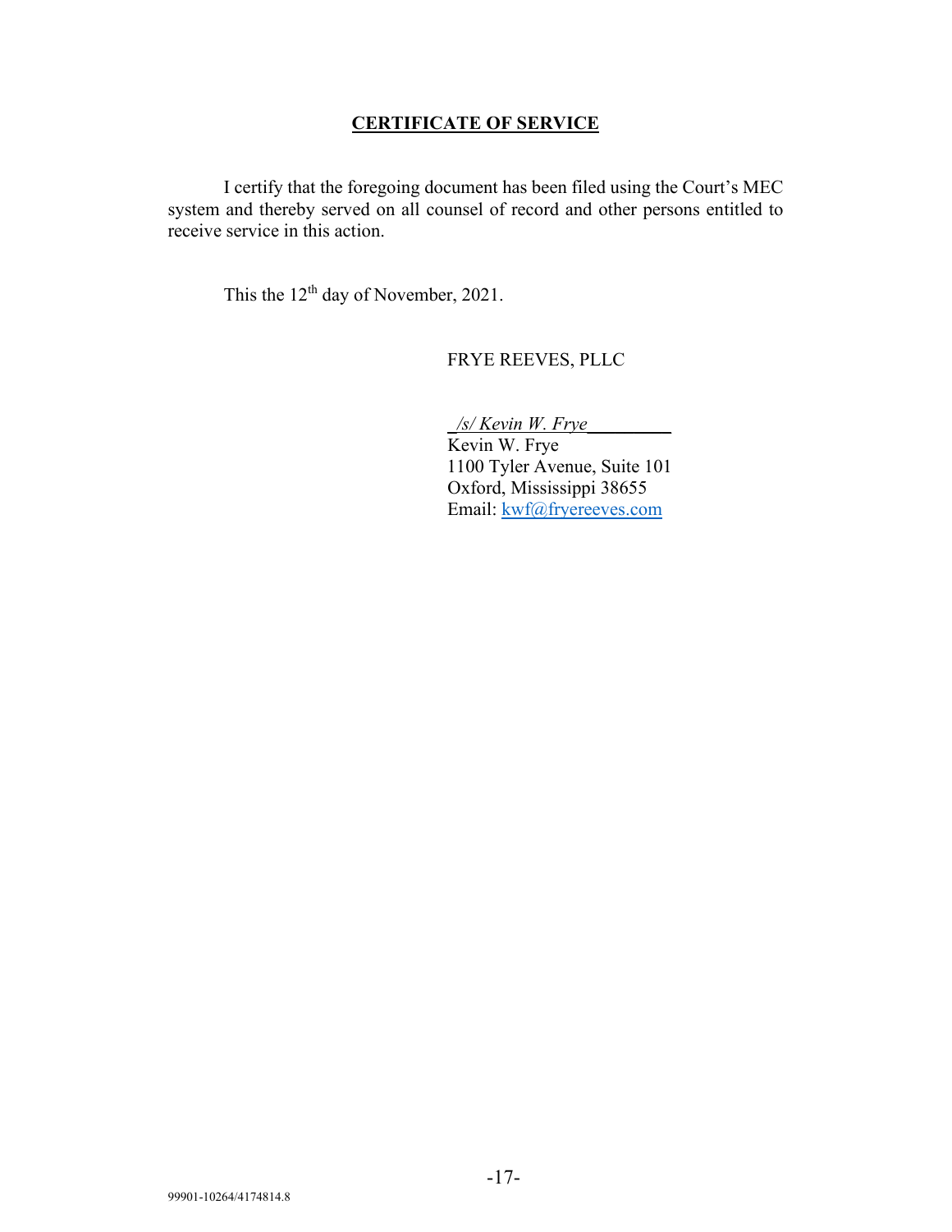## CERTIFICATE OF SERVICE

I certify that the foregoing document has been filed using the Court's MEC system and thereby served on all counsel of record and other persons entitled to receive service in this action.

This the 12th day of November, 2021.

FRYE REEVES, PLLC

*/s/ Kevin W. Frye*  
Kevin W. Frye  
1100 Tyler Avenue, Suite 101  
Oxford, Mississippi 38655  
Email: kwf@fryereeves.com

99901-10264/4174814.8